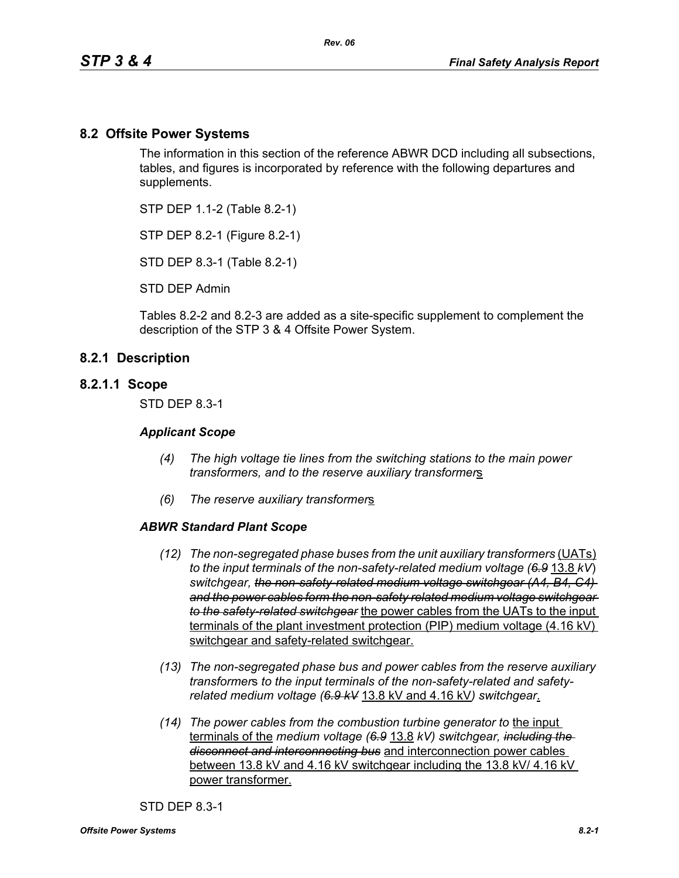## 8.2 Offsite Power Systems

The information in this section of the reference ABWR DCD including all subsections, tables, and figures is incorporated by reference with the following departures and supplements.

STP DEP 1.1-2 (Table 8.2-1)

STP DEP 8.2-1 (Figure 8.2-1)

STD DEP 8.3-1 (Table 8.2-1)

STD DEP Admin

Tables 8.2-2 and 8.2-3 are added as a site-specific supplement to complement the description of the STP 3 & 4 Offsite Power System.

## 8.2.1 Description

### 8.2.1.1 Scope

STD DEP 8.3-1

***Applicant Scope***

*(4) The high voltage tie lines from the switching stations to the main power transformers, and to the reserve auxiliary transformer*<u>s</u>

*(6) The reserve auxiliary transformer*<u>s</u>

***ABWR Standard Plant Scope***

*(12) The non-segregated phase buses from the unit auxiliary transformers* <u>(UATs)</u> *to the input terminals of the non-safety-related medium voltage (~~6.9~~* <u>13.8</u> *kV) switchgear, ~~the non-safety-related medium voltage switchgear (A4, B4, C4) and the power cables form the non-safety related medium voltage switchgear to the safety-related switchgear~~* <u>the power cables from the UATs to the input terminals of the plant investment protection (PIP) medium voltage (4.16 kV) switchgear and safety-related switchgear.</u>

*(13) The non-segregated phase bus and power cables from the reserve auxiliary transformer*<u>s</u> *to the input terminals of the non-safety-related and safety-related medium voltage (~~6.9 kV~~* <u>13.8 kV and 4.16 kV</u>*) switchgear*<u>.</u>

*(14) The power cables from the combustion turbine generator to* <u>the input terminals of the</u> *medium voltage (~~6.9~~* <u>13.8</u> *kV) switchgear, ~~including the disconnect and interconnecting bus~~* <u>and interconnection power cables between 13.8 kV and 4.16 kV switchgear including the 13.8 kV/ 4.16 kV power transformer.</u>

STD DEP 8.3-1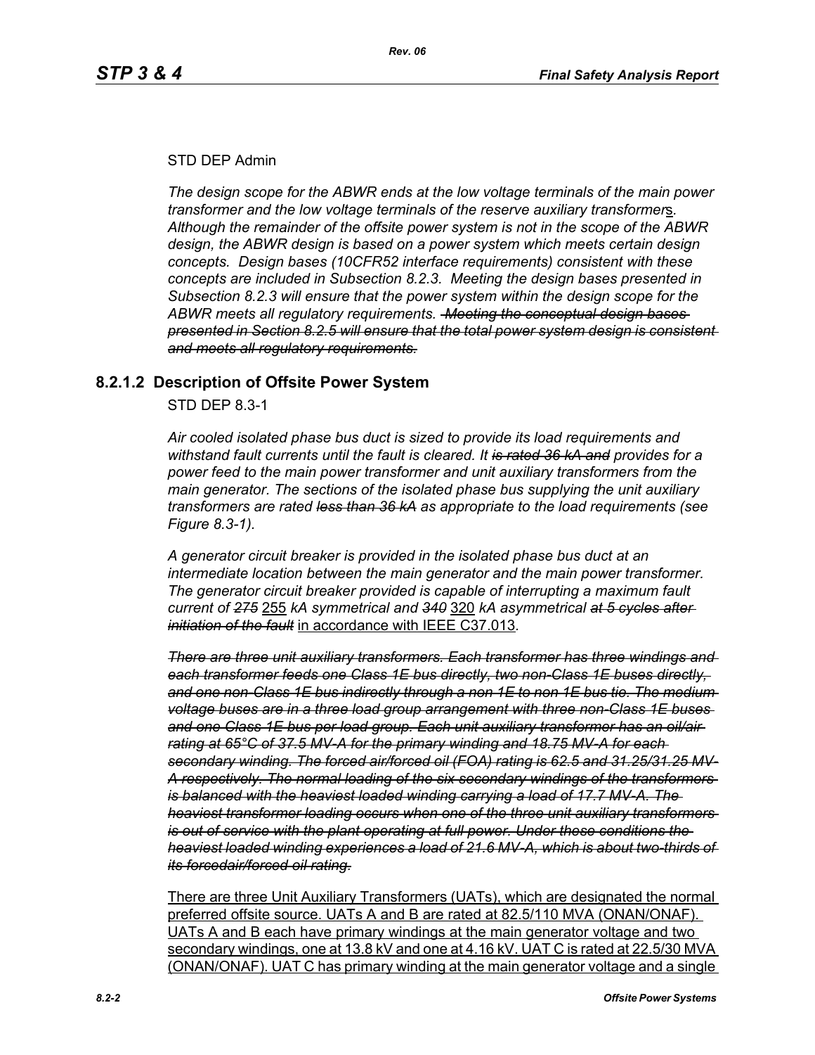STD DEP Admin

*The design scope for the ABWR ends at the low voltage terminals of the main power transformer and the low voltage terminals of the reserve auxiliary transformer*s*. Although the remainder of the offsite power system is not in the scope of the ABWR design, the ABWR design is based on a power system which meets certain design concepts. Design bases (10CFR52 interface requirements) consistent with these concepts are included in Subsection 8.2.3. Meeting the design bases presented in Subsection 8.2.3 will ensure that the power system within the design scope for the ABWR meets all regulatory requirements. ~~Meeting the conceptual design bases presented in Section 8.2.5 will ensure that the total power system design is consistent and meets all regulatory requirements.~~*

## 8.2.1.2 Description of Offsite Power System

STD DEP 8.3-1

*Air cooled isolated phase bus duct is sized to provide its load requirements and withstand fault currents until the fault is cleared. It ~~is rated 36 kA and~~ provides for a power feed to the main power transformer and unit auxiliary transformers from the main generator. The sections of the isolated phase bus supplying the unit auxiliary transformers are rated ~~less than 36 kA~~ as appropriate to the load requirements (see Figure 8.3-1).*

*A generator circuit breaker is provided in the isolated phase bus duct at an intermediate location between the main generator and the main power transformer. The generator circuit breaker provided is capable of interrupting a maximum fault current of ~~275~~* 255 *kA symmetrical and ~~340~~* 320 *kA asymmetrical ~~at 5 cycles after initiation of the fault~~* in accordance with IEEE C37.013*.*

*~~There are three unit auxiliary transformers. Each transformer has three windings and each transformer feeds one Class 1E bus directly, two non-Class 1E buses directly, and one non-Class 1E bus indirectly through a non 1E to non 1E bus tie. The medium voltage buses are in a three load group arrangement with three non-Class 1E buses and one Class 1E bus per load group. Each unit auxiliary transformer has an oil/air rating at 65°C of 37.5 MV-A for the primary winding and 18.75 MV-A for each secondary winding. The forced air/forced oil (FOA) rating is 62.5 and 31.25/31.25 MV-A respectively. The normal loading of the six secondary windings of the transformers is balanced with the heaviest loaded winding carrying a load of 17.7 MV-A. The heaviest transformer loading occurs when one of the three unit auxiliary transformers is out of service with the plant operating at full power. Under these conditions the heaviest loaded winding experiences a load of 21.6 MV-A, which is about two-thirds of its forcedair/forced oil rating.~~*

There are three Unit Auxiliary Transformers (UATs), which are designated the normal preferred offsite source. UATs A and B are rated at 82.5/110 MVA (ONAN/ONAF). UATs A and B each have primary windings at the main generator voltage and two secondary windings, one at 13.8 kV and one at 4.16 kV. UAT C is rated at 22.5/30 MVA (ONAN/ONAF). UAT C has primary winding at the main generator voltage and a single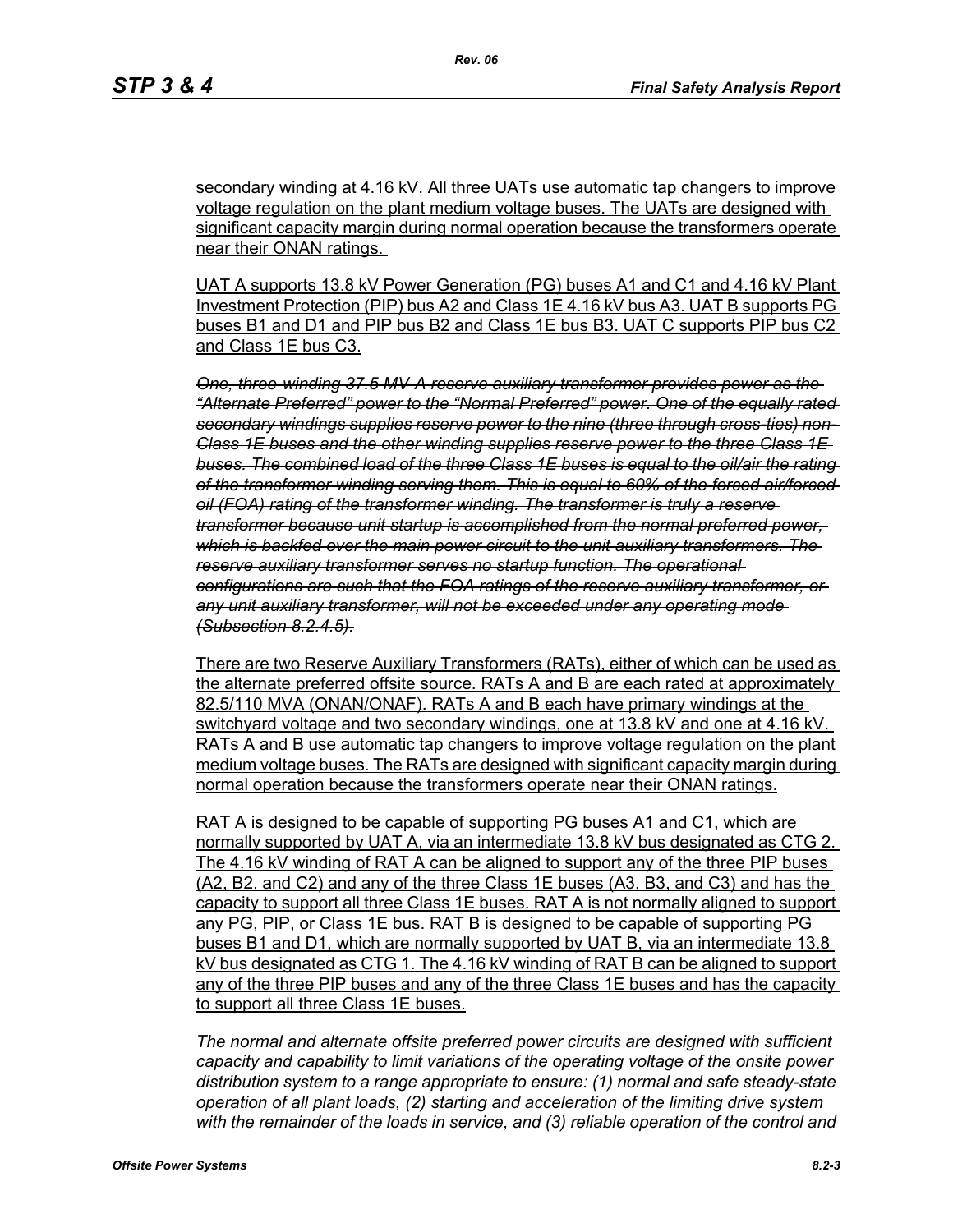secondary winding at 4.16 kV. All three UATs use automatic tap changers to improve voltage regulation on the plant medium voltage buses. The UATs are designed with significant capacity margin during normal operation because the transformers operate near their ONAN ratings.

UAT A supports 13.8 kV Power Generation (PG) buses A1 and C1 and 4.16 kV Plant Investment Protection (PIP) bus A2 and Class 1E 4.16 kV bus A3. UAT B supports PG buses B1 and D1 and PIP bus B2 and Class 1E bus B3. UAT C supports PIP bus C2 and Class 1E bus C3.

~~*One, three-winding 37.5 MV-A reserve auxiliary transformer provides power as the "Alternate Preferred" power to the "Normal Preferred" power. One of the equally rated secondary windings supplies reserve power to the nine (three through cross-ties) non-Class 1E buses and the other winding supplies reserve power to the three Class 1E buses. The combined load of the three Class 1E buses is equal to the oil/air the rating of the transformer winding serving them. This is equal to 60% of the forced-air/forced-oil (FOA) rating of the transformer winding. The transformer is truly a reserve transformer because unit startup is accomplished from the normal preferred power, which is backfed over the main power circuit to the unit auxiliary transformers. The reserve auxiliary transformer serves no startup function. The operational configurations are such that the FOA ratings of the reserve auxiliary transformer, or any unit auxiliary transformer, will not be exceeded under any operating mode (Subsection 8.2.4.5).*~~

There are two Reserve Auxiliary Transformers (RATs), either of which can be used as the alternate preferred offsite source. RATs A and B are each rated at approximately 82.5/110 MVA (ONAN/ONAF). RATs A and B each have primary windings at the switchyard voltage and two secondary windings, one at 13.8 kV and one at 4.16 kV. RATs A and B use automatic tap changers to improve voltage regulation on the plant medium voltage buses. The RATs are designed with significant capacity margin during normal operation because the transformers operate near their ONAN ratings.

RAT A is designed to be capable of supporting PG buses A1 and C1, which are normally supported by UAT A, via an intermediate 13.8 kV bus designated as CTG 2. The 4.16 kV winding of RAT A can be aligned to support any of the three PIP buses (A2, B2, and C2) and any of the three Class 1E buses (A3, B3, and C3) and has the capacity to support all three Class 1E buses. RAT A is not normally aligned to support any PG, PIP, or Class 1E bus. RAT B is designed to be capable of supporting PG buses B1 and D1, which are normally supported by UAT B, via an intermediate 13.8 kV bus designated as CTG 1. The 4.16 kV winding of RAT B can be aligned to support any of the three PIP buses and any of the three Class 1E buses and has the capacity to support all three Class 1E buses.

*The normal and alternate offsite preferred power circuits are designed with sufficient capacity and capability to limit variations of the operating voltage of the onsite power distribution system to a range appropriate to ensure: (1) normal and safe steady-state operation of all plant loads, (2) starting and acceleration of the limiting drive system with the remainder of the loads in service, and (3) reliable operation of the control and*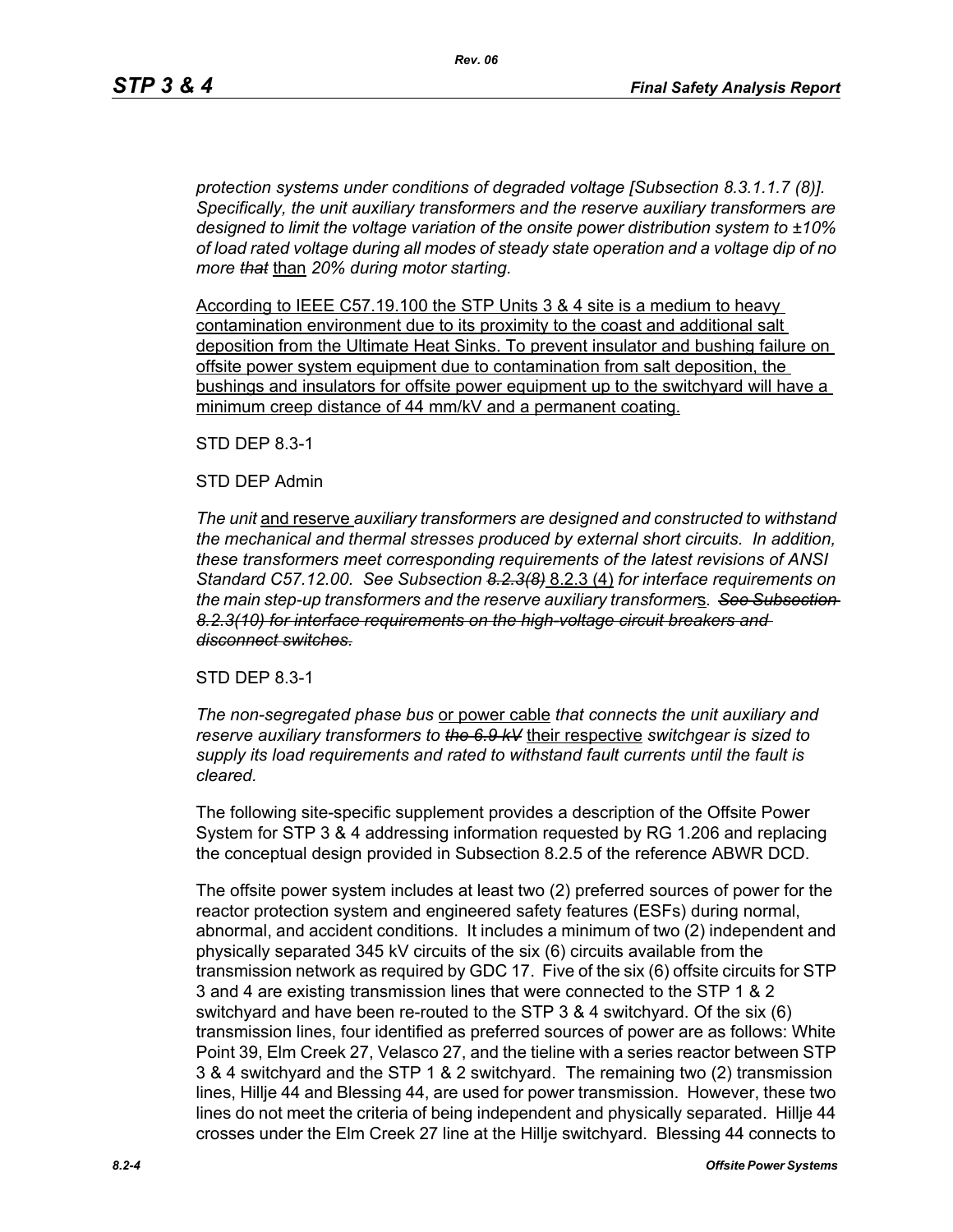*protection systems under conditions of degraded voltage [Subsection 8.3.1.1.7 (8)]. Specifically, the unit auxiliary transformers and the reserve auxiliary transformer*s *are designed to limit the voltage variation of the onsite power distribution system to ±10% of load rated voltage during all modes of steady state operation and a voltage dip of no more ~~that~~* than *20% during motor starting.*

According to IEEE C57.19.100 the STP Units 3 & 4 site is a medium to heavy contamination environment due to its proximity to the coast and additional salt deposition from the Ultimate Heat Sinks. To prevent insulator and bushing failure on offsite power system equipment due to contamination from salt deposition, the bushings and insulators for offsite power equipment up to the switchyard will have a minimum creep distance of 44 mm/kV and a permanent coating.

STD DEP 8.3-1

STD DEP Admin

*The unit* and reserve *auxiliary transformers are designed and constructed to withstand the mechanical and thermal stresses produced by external short circuits. In addition, these transformers meet corresponding requirements of the latest revisions of ANSI Standard C57.12.00. See Subsection ~~8.2.3(8)~~* 8.2.3 (4) *for interface requirements on the main step-up transformers and the reserve auxiliary transformer*s*. ~~See Subsection 8.2.3(10) for interface requirements on the high-voltage circuit breakers and disconnect switches.~~*

STD DEP 8.3-1

*The non-segregated phase bus* or power cable *that connects the unit auxiliary and reserve auxiliary transformers to ~~the 6.9 kV~~* their respective *switchgear is sized to supply its load requirements and rated to withstand fault currents until the fault is cleared.*

The following site-specific supplement provides a description of the Offsite Power System for STP 3 & 4 addressing information requested by RG 1.206 and replacing the conceptual design provided in Subsection 8.2.5 of the reference ABWR DCD.

The offsite power system includes at least two (2) preferred sources of power for the reactor protection system and engineered safety features (ESFs) during normal, abnormal, and accident conditions. It includes a minimum of two (2) independent and physically separated 345 kV circuits of the six (6) circuits available from the transmission network as required by GDC 17. Five of the six (6) offsite circuits for STP 3 and 4 are existing transmission lines that were connected to the STP 1 & 2 switchyard and have been re-routed to the STP 3 & 4 switchyard. Of the six (6) transmission lines, four identified as preferred sources of power are as follows: White Point 39, Elm Creek 27, Velasco 27, and the tieline with a series reactor between STP 3 & 4 switchyard and the STP 1 & 2 switchyard. The remaining two (2) transmission lines, Hillje 44 and Blessing 44, are used for power transmission. However, these two lines do not meet the criteria of being independent and physically separated. Hillje 44 crosses under the Elm Creek 27 line at the Hillje switchyard. Blessing 44 connects to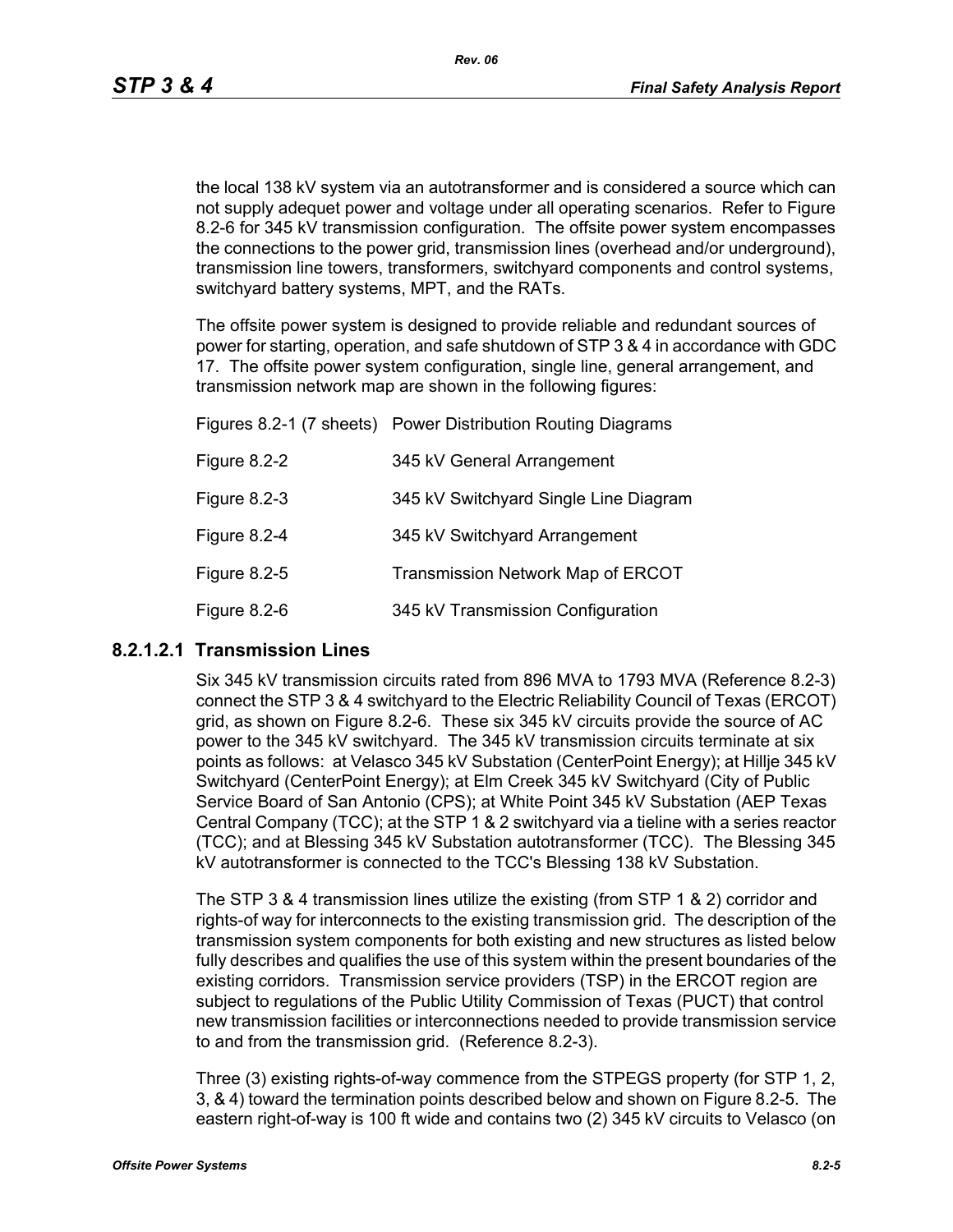the local 138 kV system via an autotransformer and is considered a source which can not supply adequet power and voltage under all operating scenarios. Refer to Figure 8.2-6 for 345 kV transmission configuration. The offsite power system encompasses the connections to the power grid, transmission lines (overhead and/or underground), transmission line towers, transformers, switchyard components and control systems, switchyard battery systems, MPT, and the RATs.

The offsite power system is designed to provide reliable and redundant sources of power for starting, operation, and safe shutdown of STP 3 & 4 in accordance with GDC 17. The offsite power system configuration, single line, general arrangement, and transmission network map are shown in the following figures:

| | |
|---|---|
| Figures 8.2-1 (7 sheets) | Power Distribution Routing Diagrams |
| Figure 8.2-2 | 345 kV General Arrangement |
| Figure 8.2-3 | 345 kV Switchyard Single Line Diagram |
| Figure 8.2-4 | 345 kV Switchyard Arrangement |
| Figure 8.2-5 | Transmission Network Map of ERCOT |
| Figure 8.2-6 | 345 kV Transmission Configuration |

### 8.2.1.2.1 Transmission Lines

Six 345 kV transmission circuits rated from 896 MVA to 1793 MVA (Reference 8.2-3) connect the STP 3 & 4 switchyard to the Electric Reliability Council of Texas (ERCOT) grid, as shown on Figure 8.2-6. These six 345 kV circuits provide the source of AC power to the 345 kV switchyard. The 345 kV transmission circuits terminate at six points as follows: at Velasco 345 kV Substation (CenterPoint Energy); at Hillje 345 kV Switchyard (CenterPoint Energy); at Elm Creek 345 kV Switchyard (City of Public Service Board of San Antonio (CPS); at White Point 345 kV Substation (AEP Texas Central Company (TCC); at the STP 1 & 2 switchyard via a tieline with a series reactor (TCC); and at Blessing 345 kV Substation autotransformer (TCC). The Blessing 345 kV autotransformer is connected to the TCC's Blessing 138 kV Substation.

The STP 3 & 4 transmission lines utilize the existing (from STP 1 & 2) corridor and rights-of way for interconnects to the existing transmission grid. The description of the transmission system components for both existing and new structures as listed below fully describes and qualifies the use of this system within the present boundaries of the existing corridors. Transmission service providers (TSP) in the ERCOT region are subject to regulations of the Public Utility Commission of Texas (PUCT) that control new transmission facilities or interconnections needed to provide transmission service to and from the transmission grid. (Reference 8.2-3).

Three (3) existing rights-of-way commence from the STPEGS property (for STP 1, 2, 3, & 4) toward the termination points described below and shown on Figure 8.2-5. The eastern right-of-way is 100 ft wide and contains two (2) 345 kV circuits to Velasco (on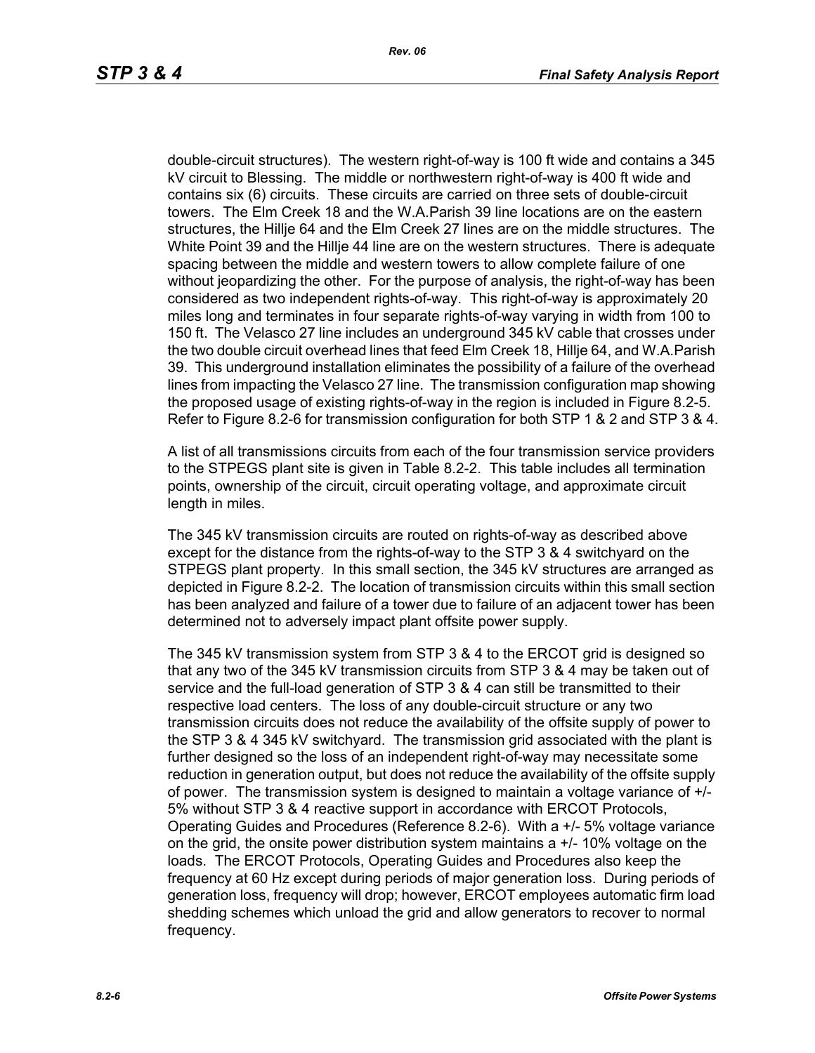double-circuit structures). The western right-of-way is 100 ft wide and contains a 345 kV circuit to Blessing. The middle or northwestern right-of-way is 400 ft wide and contains six (6) circuits. These circuits are carried on three sets of double-circuit towers. The Elm Creek 18 and the W.A.Parish 39 line locations are on the eastern structures, the Hillje 64 and the Elm Creek 27 lines are on the middle structures. The White Point 39 and the Hillje 44 line are on the western structures. There is adequate spacing between the middle and western towers to allow complete failure of one without jeopardizing the other. For the purpose of analysis, the right-of-way has been considered as two independent rights-of-way. This right-of-way is approximately 20 miles long and terminates in four separate rights-of-way varying in width from 100 to 150 ft. The Velasco 27 line includes an underground 345 kV cable that crosses under the two double circuit overhead lines that feed Elm Creek 18, Hillje 64, and W.A.Parish 39. This underground installation eliminates the possibility of a failure of the overhead lines from impacting the Velasco 27 line. The transmission configuration map showing the proposed usage of existing rights-of-way in the region is included in Figure 8.2-5. Refer to Figure 8.2-6 for transmission configuration for both STP 1 & 2 and STP 3 & 4.

A list of all transmissions circuits from each of the four transmission service providers to the STPEGS plant site is given in Table 8.2-2. This table includes all termination points, ownership of the circuit, circuit operating voltage, and approximate circuit length in miles.

The 345 kV transmission circuits are routed on rights-of-way as described above except for the distance from the rights-of-way to the STP 3 & 4 switchyard on the STPEGS plant property. In this small section, the 345 kV structures are arranged as depicted in Figure 8.2-2. The location of transmission circuits within this small section has been analyzed and failure of a tower due to failure of an adjacent tower has been determined not to adversely impact plant offsite power supply.

The 345 kV transmission system from STP 3 & 4 to the ERCOT grid is designed so that any two of the 345 kV transmission circuits from STP 3 & 4 may be taken out of service and the full-load generation of STP 3 & 4 can still be transmitted to their respective load centers. The loss of any double-circuit structure or any two transmission circuits does not reduce the availability of the offsite supply of power to the STP 3 & 4 345 kV switchyard. The transmission grid associated with the plant is further designed so the loss of an independent right-of-way may necessitate some reduction in generation output, but does not reduce the availability of the offsite supply of power. The transmission system is designed to maintain a voltage variance of +/- 5% without STP 3 & 4 reactive support in accordance with ERCOT Protocols, Operating Guides and Procedures (Reference 8.2-6). With a +/- 5% voltage variance on the grid, the onsite power distribution system maintains a +/- 10% voltage on the loads. The ERCOT Protocols, Operating Guides and Procedures also keep the frequency at 60 Hz except during periods of major generation loss. During periods of generation loss, frequency will drop; however, ERCOT employees automatic firm load shedding schemes which unload the grid and allow generators to recover to normal frequency.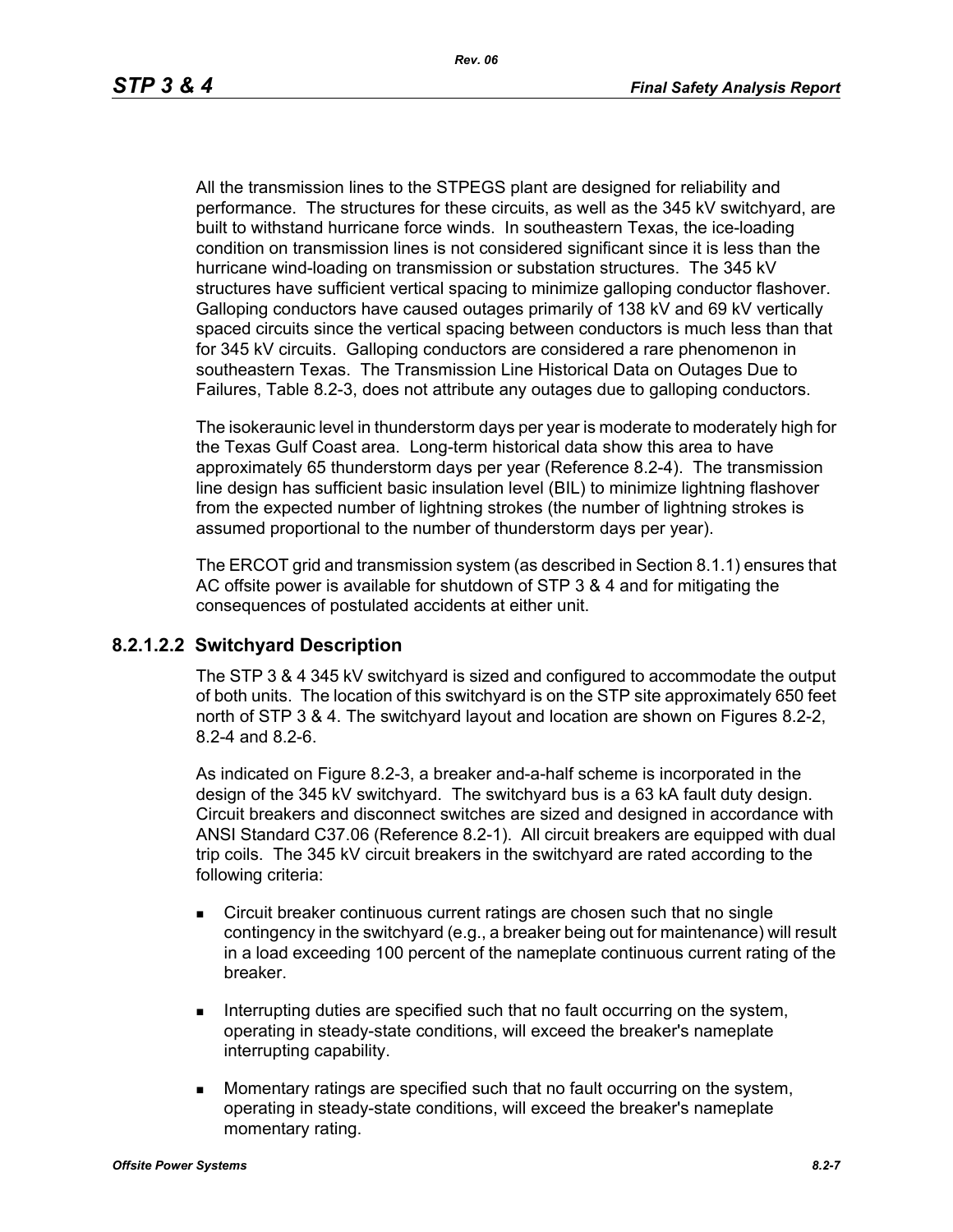All the transmission lines to the STPEGS plant are designed for reliability and performance. The structures for these circuits, as well as the 345 kV switchyard, are built to withstand hurricane force winds. In southeastern Texas, the ice-loading condition on transmission lines is not considered significant since it is less than the hurricane wind-loading on transmission or substation structures. The 345 kV structures have sufficient vertical spacing to minimize galloping conductor flashover. Galloping conductors have caused outages primarily of 138 kV and 69 kV vertically spaced circuits since the vertical spacing between conductors is much less than that for 345 kV circuits. Galloping conductors are considered a rare phenomenon in southeastern Texas. The Transmission Line Historical Data on Outages Due to Failures, Table 8.2-3, does not attribute any outages due to galloping conductors.

The isokeraunic level in thunderstorm days per year is moderate to moderately high for the Texas Gulf Coast area. Long-term historical data show this area to have approximately 65 thunderstorm days per year (Reference 8.2-4). The transmission line design has sufficient basic insulation level (BIL) to minimize lightning flashover from the expected number of lightning strokes (the number of lightning strokes is assumed proportional to the number of thunderstorm days per year).

The ERCOT grid and transmission system (as described in Section 8.1.1) ensures that AC offsite power is available for shutdown of STP 3 & 4 and for mitigating the consequences of postulated accidents at either unit.

### 8.2.1.2.2 Switchyard Description

The STP 3 & 4 345 kV switchyard is sized and configured to accommodate the output of both units. The location of this switchyard is on the STP site approximately 650 feet north of STP 3 & 4. The switchyard layout and location are shown on Figures 8.2-2, 8.2-4 and 8.2-6.

As indicated on Figure 8.2-3, a breaker and-a-half scheme is incorporated in the design of the 345 kV switchyard. The switchyard bus is a 63 kA fault duty design. Circuit breakers and disconnect switches are sized and designed in accordance with ANSI Standard C37.06 (Reference 8.2-1). All circuit breakers are equipped with dual trip coils. The 345 kV circuit breakers in the switchyard are rated according to the following criteria:

- Circuit breaker continuous current ratings are chosen such that no single contingency in the switchyard (e.g., a breaker being out for maintenance) will result in a load exceeding 100 percent of the nameplate continuous current rating of the breaker.
- Interrupting duties are specified such that no fault occurring on the system, operating in steady-state conditions, will exceed the breaker's nameplate interrupting capability.
- Momentary ratings are specified such that no fault occurring on the system, operating in steady-state conditions, will exceed the breaker's nameplate momentary rating.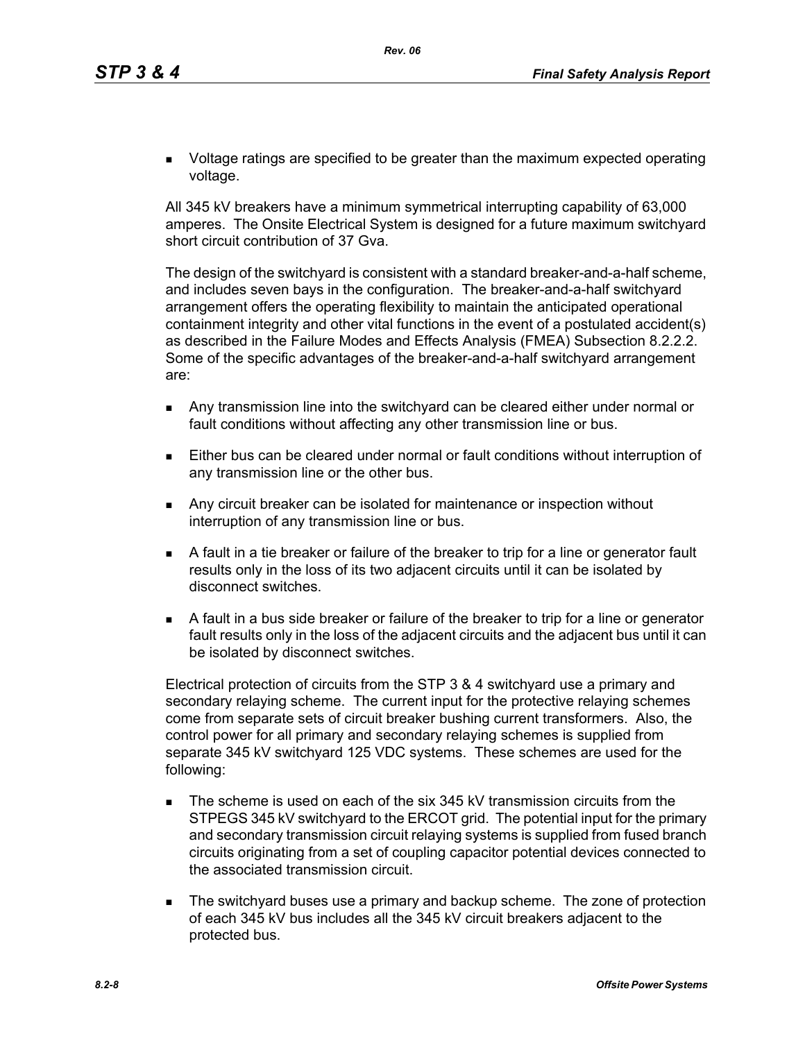- Voltage ratings are specified to be greater than the maximum expected operating voltage.

All 345 kV breakers have a minimum symmetrical interrupting capability of 63,000 amperes. The Onsite Electrical System is designed for a future maximum switchyard short circuit contribution of 37 Gva.

The design of the switchyard is consistent with a standard breaker-and-a-half scheme, and includes seven bays in the configuration. The breaker-and-a-half switchyard arrangement offers the operating flexibility to maintain the anticipated operational containment integrity and other vital functions in the event of a postulated accident(s) as described in the Failure Modes and Effects Analysis (FMEA) Subsection 8.2.2.2. Some of the specific advantages of the breaker-and-a-half switchyard arrangement are:

- Any transmission line into the switchyard can be cleared either under normal or fault conditions without affecting any other transmission line or bus.
- Either bus can be cleared under normal or fault conditions without interruption of any transmission line or the other bus.
- Any circuit breaker can be isolated for maintenance or inspection without interruption of any transmission line or bus.
- A fault in a tie breaker or failure of the breaker to trip for a line or generator fault results only in the loss of its two adjacent circuits until it can be isolated by disconnect switches.
- A fault in a bus side breaker or failure of the breaker to trip for a line or generator fault results only in the loss of the adjacent circuits and the adjacent bus until it can be isolated by disconnect switches.

Electrical protection of circuits from the STP 3 & 4 switchyard use a primary and secondary relaying scheme. The current input for the protective relaying schemes come from separate sets of circuit breaker bushing current transformers. Also, the control power for all primary and secondary relaying schemes is supplied from separate 345 kV switchyard 125 VDC systems. These schemes are used for the following:

- The scheme is used on each of the six 345 kV transmission circuits from the STPEGS 345 kV switchyard to the ERCOT grid. The potential input for the primary and secondary transmission circuit relaying systems is supplied from fused branch circuits originating from a set of coupling capacitor potential devices connected to the associated transmission circuit.
- The switchyard buses use a primary and backup scheme. The zone of protection of each 345 kV bus includes all the 345 kV circuit breakers adjacent to the protected bus.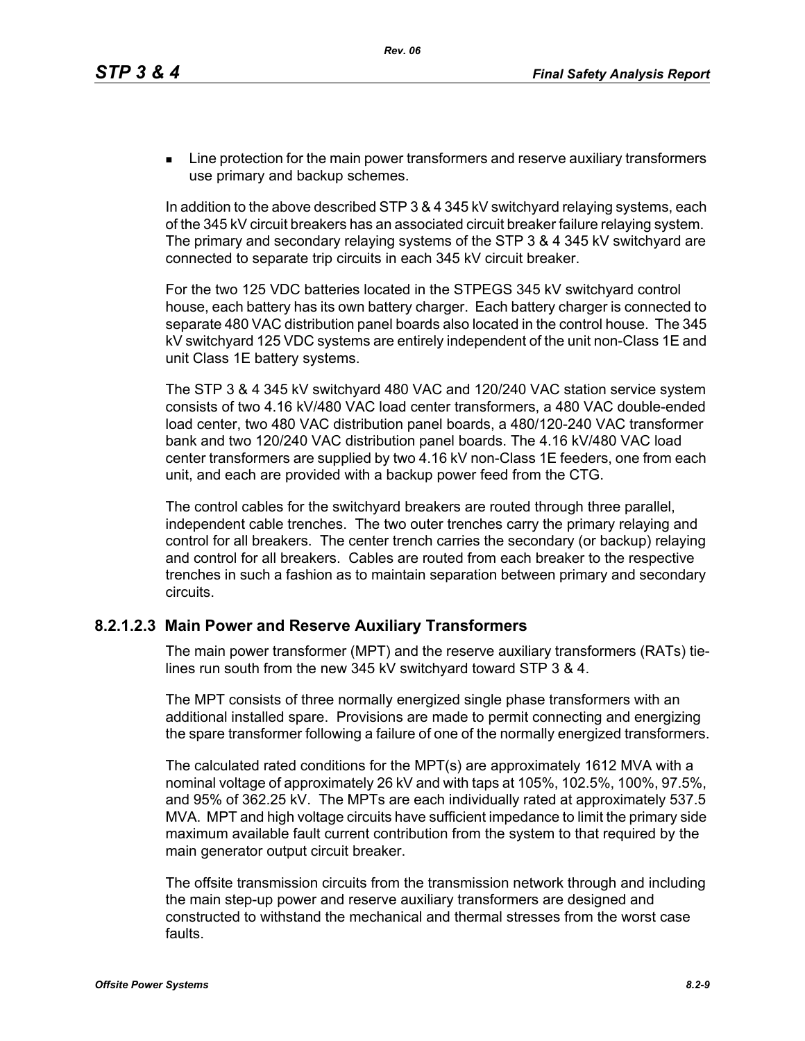- Line protection for the main power transformers and reserve auxiliary transformers use primary and backup schemes.

In addition to the above described STP 3 & 4 345 kV switchyard relaying systems, each of the 345 kV circuit breakers has an associated circuit breaker failure relaying system. The primary and secondary relaying systems of the STP 3 & 4 345 kV switchyard are connected to separate trip circuits in each 345 kV circuit breaker.

For the two 125 VDC batteries located in the STPEGS 345 kV switchyard control house, each battery has its own battery charger. Each battery charger is connected to separate 480 VAC distribution panel boards also located in the control house. The 345 kV switchyard 125 VDC systems are entirely independent of the unit non-Class 1E and unit Class 1E battery systems.

The STP 3 & 4 345 kV switchyard 480 VAC and 120/240 VAC station service system consists of two 4.16 kV/480 VAC load center transformers, a 480 VAC double-ended load center, two 480 VAC distribution panel boards, a 480/120-240 VAC transformer bank and two 120/240 VAC distribution panel boards. The 4.16 kV/480 VAC load center transformers are supplied by two 4.16 kV non-Class 1E feeders, one from each unit, and each are provided with a backup power feed from the CTG.

The control cables for the switchyard breakers are routed through three parallel, independent cable trenches. The two outer trenches carry the primary relaying and control for all breakers. The center trench carries the secondary (or backup) relaying and control for all breakers. Cables are routed from each breaker to the respective trenches in such a fashion as to maintain separation between primary and secondary circuits.

### 8.2.1.2.3 Main Power and Reserve Auxiliary Transformers

The main power transformer (MPT) and the reserve auxiliary transformers (RATs) tie-lines run south from the new 345 kV switchyard toward STP 3 & 4.

The MPT consists of three normally energized single phase transformers with an additional installed spare. Provisions are made to permit connecting and energizing the spare transformer following a failure of one of the normally energized transformers.

The calculated rated conditions for the MPT(s) are approximately 1612 MVA with a nominal voltage of approximately 26 kV and with taps at 105%, 102.5%, 100%, 97.5%, and 95% of 362.25 kV. The MPTs are each individually rated at approximately 537.5 MVA. MPT and high voltage circuits have sufficient impedance to limit the primary side maximum available fault current contribution from the system to that required by the main generator output circuit breaker.

The offsite transmission circuits from the transmission network through and including the main step-up power and reserve auxiliary transformers are designed and constructed to withstand the mechanical and thermal stresses from the worst case faults.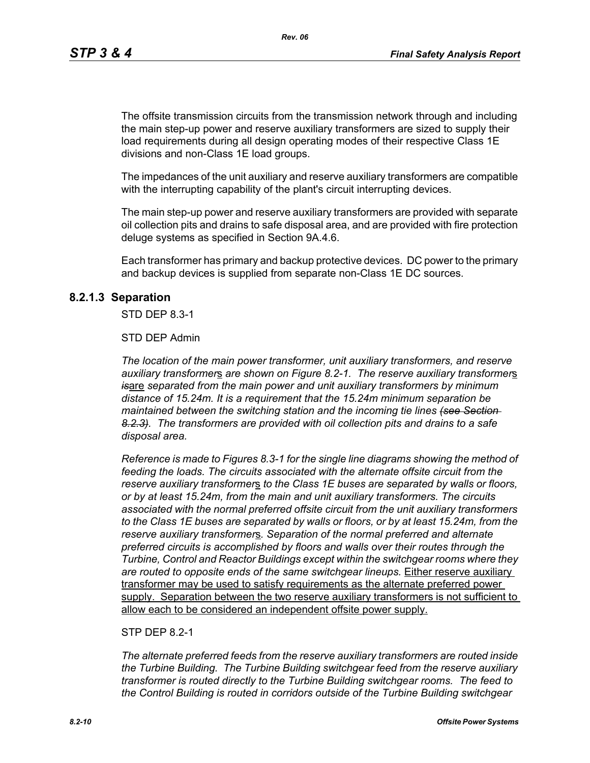The offsite transmission circuits from the transmission network through and including the main step-up power and reserve auxiliary transformers are sized to supply their load requirements during all design operating modes of their respective Class 1E divisions and non-Class 1E load groups.

The impedances of the unit auxiliary and reserve auxiliary transformers are compatible with the interrupting capability of the plant's circuit interrupting devices.

The main step-up power and reserve auxiliary transformers are provided with separate oil collection pits and drains to safe disposal area, and are provided with fire protection deluge systems as specified in Section 9A.4.6.

Each transformer has primary and backup protective devices. DC power to the primary and backup devices is supplied from separate non-Class 1E DC sources.

### 8.2.1.3 Separation

STD DEP 8.3-1

STD DEP Admin

*The location of the main power transformer, unit auxiliary transformers, and reserve auxiliary transformer*s *are shown on Figure 8.2-1. The reserve auxiliary transformer*s ~~*is*~~are *separated from the main power and unit auxiliary transformers by minimum distance of 15.24m. It is a requirement that the 15.24m minimum separation be maintained between the switching station and the incoming tie lines* ~~*(see Section 8.2.3)*~~*. The transformers are provided with oil collection pits and drains to a safe disposal area.*

*Reference is made to Figures 8.3-1 for the single line diagrams showing the method of feeding the loads. The circuits associated with the alternate offsite circuit from the reserve auxiliary transformer*s *to the Class 1E buses are separated by walls or floors, or by at least 15.24m, from the main and unit auxiliary transformers. The circuits associated with the normal preferred offsite circuit from the unit auxiliary transformers to the Class 1E buses are separated by walls or floors, or by at least 15.24m, from the reserve auxiliary transformer*s*. Separation of the normal preferred and alternate preferred circuits is accomplished by floors and walls over their routes through the Turbine, Control and Reactor Buildings except within the switchgear rooms where they are routed to opposite ends of the same switchgear lineups.* Either reserve auxiliary transformer may be used to satisfy requirements as the alternate preferred power supply. Separation between the two reserve auxiliary transformers is not sufficient to allow each to be considered an independent offsite power supply.

STP DEP 8.2-1

*The alternate preferred feeds from the reserve auxiliary transformers are routed inside the Turbine Building. The Turbine Building switchgear feed from the reserve auxiliary transformer is routed directly to the Turbine Building switchgear rooms. The feed to the Control Building is routed in corridors outside of the Turbine Building switchgear*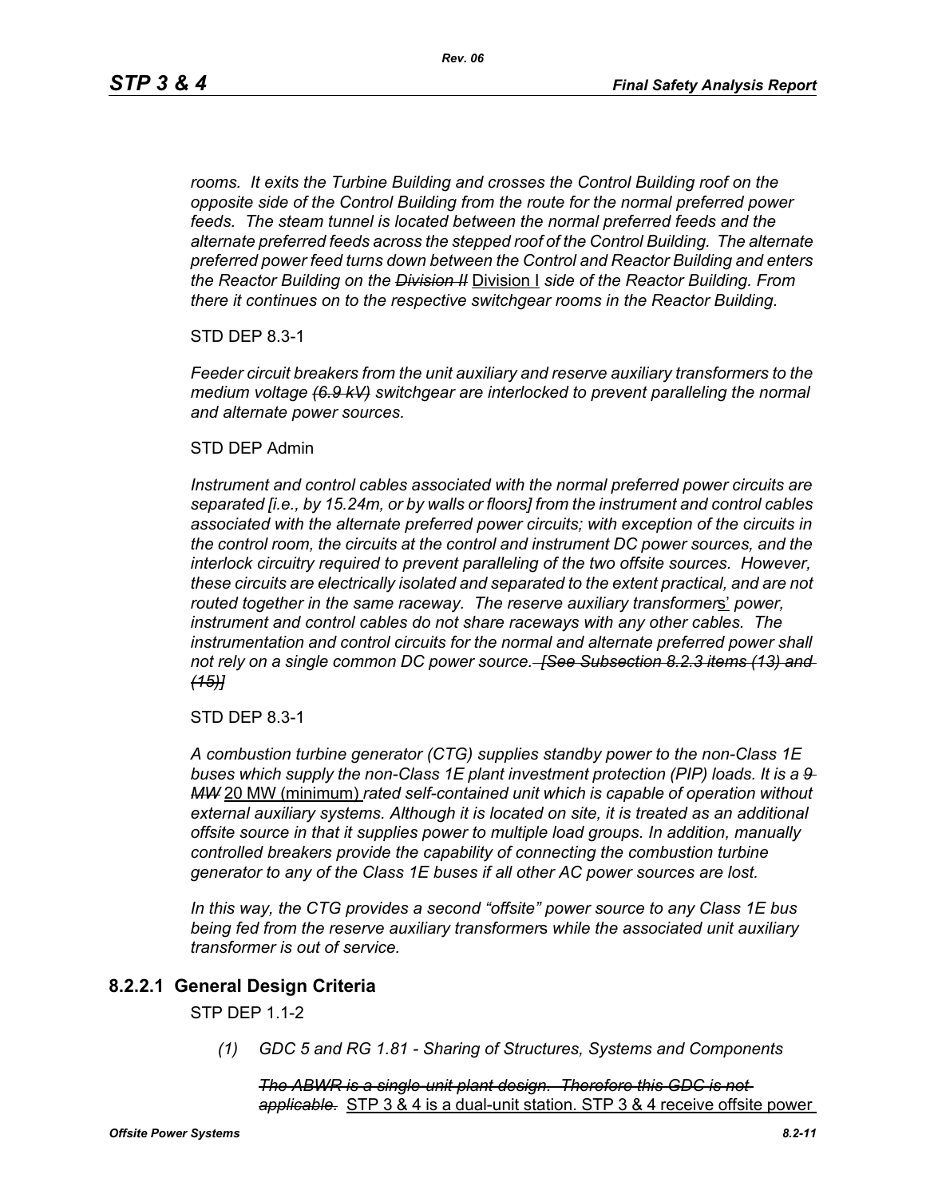*rooms. It exits the Turbine Building and crosses the Control Building roof on the opposite side of the Control Building from the route for the normal preferred power feeds. The steam tunnel is located between the normal preferred feeds and the alternate preferred feeds across the stepped roof of the Control Building. The alternate preferred power feed turns down between the Control and Reactor Building and enters the Reactor Building on the ~~Division II~~* Division I *side of the Reactor Building. From there it continues on to the respective switchgear rooms in the Reactor Building.*

STD DEP 8.3-1

*Feeder circuit breakers from the unit auxiliary and reserve auxiliary transformers to the medium voltage ~~(6.9 kV)~~ switchgear are interlocked to prevent paralleling the normal and alternate power sources.*

STD DEP Admin

*Instrument and control cables associated with the normal preferred power circuits are separated [i.e., by 15.24m, or by walls or floors] from the instrument and control cables associated with the alternate preferred power circuits; with exception of the circuits in the control room, the circuits at the control and instrument DC power sources, and the interlock circuitry required to prevent paralleling of the two offsite sources. However, these circuits are electrically isolated and separated to the extent practical, and are not routed together in the same raceway. The reserve auxiliary transformer*s' *power, instrument and control cables do not share raceways with any other cables. The instrumentation and control circuits for the normal and alternate preferred power shall not rely on a single common DC power source. ~~[See Subsection 8.2.3 items (13) and (15)]~~*

STD DEP 8.3-1

*A combustion turbine generator (CTG) supplies standby power to the non-Class 1E buses which supply the non-Class 1E plant investment protection (PIP) loads. It is a ~~9 MW~~* 20 MW (minimum) *rated self-contained unit which is capable of operation without external auxiliary systems. Although it is located on site, it is treated as an additional offsite source in that it supplies power to multiple load groups. In addition, manually controlled breakers provide the capability of connecting the combustion turbine generator to any of the Class 1E buses if all other AC power sources are lost.*

*In this way, the CTG provides a second "offsite" power source to any Class 1E bus being fed from the reserve auxiliary transformer*s *while the associated unit auxiliary transformer is out of service.*

### 8.2.2.1 General Design Criteria

STP DEP 1.1-2

*(1) GDC 5 and RG 1.81 - Sharing of Structures, Systems and Components*

*~~The ABWR is a single-unit plant design. Therefore this GDC is not applicable.~~* STP 3 & 4 is a dual-unit station. STP 3 & 4 receive offsite power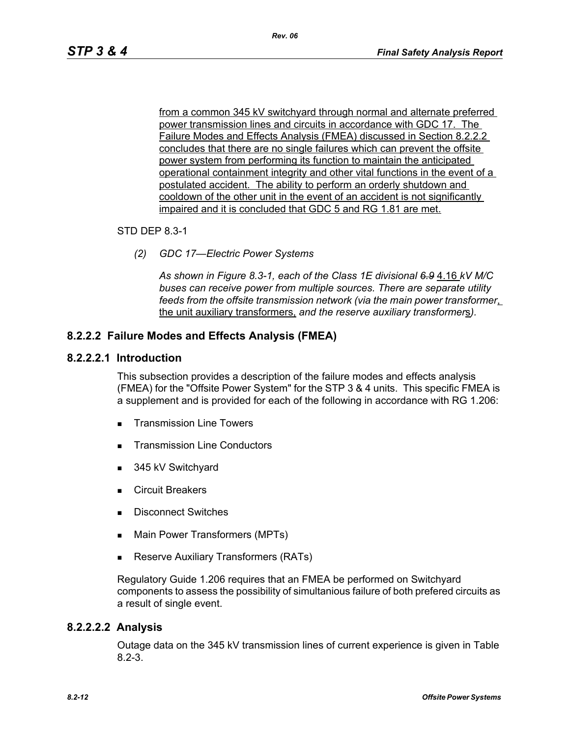from a common 345 kV switchyard through normal and alternate preferred power transmission lines and circuits in accordance with GDC 17. The Failure Modes and Effects Analysis (FMEA) discussed in Section 8.2.2.2 concludes that there are no single failures which can prevent the offsite power system from performing its function to maintain the anticipated operational containment integrity and other vital functions in the event of a postulated accident. The ability to perform an orderly shutdown and cooldown of the other unit in the event of an accident is not significantly impaired and it is concluded that GDC 5 and RG 1.81 are met.

STD DEP 8.3-1

*(2) GDC 17—Electric Power Systems*

*As shown in Figure 8.3-1, each of the Class 1E divisional ~~6.9~~* 4.16 *kV M/C buses can receive power from multiple sources. There are separate utility feeds from the offsite transmission network (via the main power transformer*, the unit auxiliary transformers, *and the reserve auxiliary transformer*s*).*

## 8.2.2.2 Failure Modes and Effects Analysis (FMEA)

### 8.2.2.2.1 Introduction

This subsection provides a description of the failure modes and effects analysis (FMEA) for the "Offsite Power System" for the STP 3 & 4 units. This specific FMEA is a supplement and is provided for each of the following in accordance with RG 1.206:

- Transmission Line Towers
- Transmission Line Conductors
- 345 kV Switchyard
- Circuit Breakers
- Disconnect Switches
- Main Power Transformers (MPTs)
- Reserve Auxiliary Transformers (RATs)

Regulatory Guide 1.206 requires that an FMEA be performed on Switchyard components to assess the possibility of simultanious failure of both prefered circuits as a result of single event.

### 8.2.2.2.2 Analysis

Outage data on the 345 kV transmission lines of current experience is given in Table 8.2-3.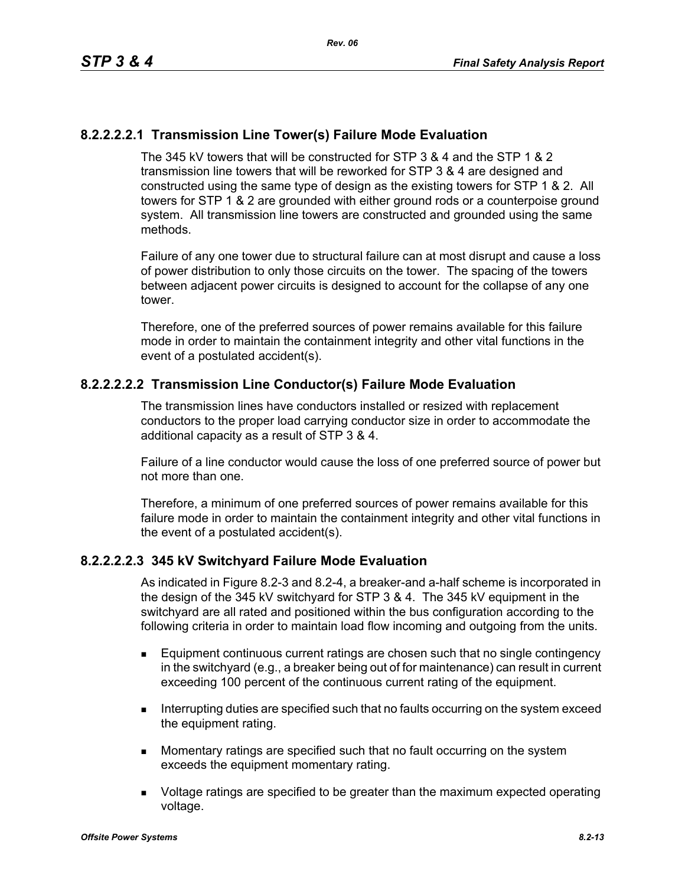#### 8.2.2.2.2.1 Transmission Line Tower(s) Failure Mode Evaluation

The 345 kV towers that will be constructed for STP 3 & 4 and the STP 1 & 2 transmission line towers that will be reworked for STP 3 & 4 are designed and constructed using the same type of design as the existing towers for STP 1 & 2. All towers for STP 1 & 2 are grounded with either ground rods or a counterpoise ground system. All transmission line towers are constructed and grounded using the same methods.

Failure of any one tower due to structural failure can at most disrupt and cause a loss of power distribution to only those circuits on the tower. The spacing of the towers between adjacent power circuits is designed to account for the collapse of any one tower.

Therefore, one of the preferred sources of power remains available for this failure mode in order to maintain the containment integrity and other vital functions in the event of a postulated accident(s).

#### 8.2.2.2.2.2 Transmission Line Conductor(s) Failure Mode Evaluation

The transmission lines have conductors installed or resized with replacement conductors to the proper load carrying conductor size in order to accommodate the additional capacity as a result of STP 3 & 4.

Failure of a line conductor would cause the loss of one preferred source of power but not more than one.

Therefore, a minimum of one preferred sources of power remains available for this failure mode in order to maintain the containment integrity and other vital functions in the event of a postulated accident(s).

#### 8.2.2.2.2.3 345 kV Switchyard Failure Mode Evaluation

As indicated in Figure 8.2-3 and 8.2-4, a breaker-and a-half scheme is incorporated in the design of the 345 kV switchyard for STP 3 & 4. The 345 kV equipment in the switchyard are all rated and positioned within the bus configuration according to the following criteria in order to maintain load flow incoming and outgoing from the units.

- Equipment continuous current ratings are chosen such that no single contingency in the switchyard (e.g., a breaker being out of for maintenance) can result in current exceeding 100 percent of the continuous current rating of the equipment.
- Interrupting duties are specified such that no faults occurring on the system exceed the equipment rating.
- Momentary ratings are specified such that no fault occurring on the system exceeds the equipment momentary rating.
- Voltage ratings are specified to be greater than the maximum expected operating voltage.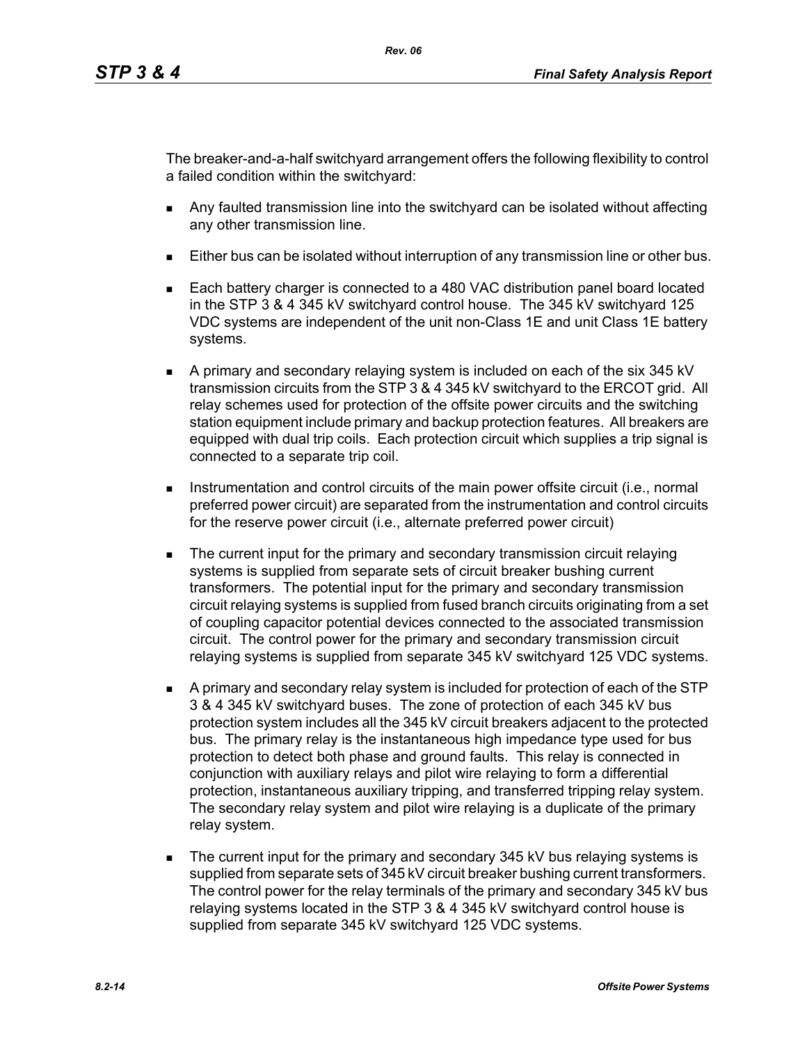The breaker-and-a-half switchyard arrangement offers the following flexibility to control a failed condition within the switchyard:

- Any faulted transmission line into the switchyard can be isolated without affecting any other transmission line.
- Either bus can be isolated without interruption of any transmission line or other bus.
- Each battery charger is connected to a 480 VAC distribution panel board located in the STP 3 & 4 345 kV switchyard control house. The 345 kV switchyard 125 VDC systems are independent of the unit non-Class 1E and unit Class 1E battery systems.
- A primary and secondary relaying system is included on each of the six 345 kV transmission circuits from the STP 3 & 4 345 kV switchyard to the ERCOT grid. All relay schemes used for protection of the offsite power circuits and the switching station equipment include primary and backup protection features. All breakers are equipped with dual trip coils. Each protection circuit which supplies a trip signal is connected to a separate trip coil.
- Instrumentation and control circuits of the main power offsite circuit (i.e., normal preferred power circuit) are separated from the instrumentation and control circuits for the reserve power circuit (i.e., alternate preferred power circuit)
- The current input for the primary and secondary transmission circuit relaying systems is supplied from separate sets of circuit breaker bushing current transformers. The potential input for the primary and secondary transmission circuit relaying systems is supplied from fused branch circuits originating from a set of coupling capacitor potential devices connected to the associated transmission circuit. The control power for the primary and secondary transmission circuit relaying systems is supplied from separate 345 kV switchyard 125 VDC systems.
- A primary and secondary relay system is included for protection of each of the STP 3 & 4 345 kV switchyard buses. The zone of protection of each 345 kV bus protection system includes all the 345 kV circuit breakers adjacent to the protected bus. The primary relay is the instantaneous high impedance type used for bus protection to detect both phase and ground faults. This relay is connected in conjunction with auxiliary relays and pilot wire relaying to form a differential protection, instantaneous auxiliary tripping, and transferred tripping relay system. The secondary relay system and pilot wire relaying is a duplicate of the primary relay system.
- The current input for the primary and secondary 345 kV bus relaying systems is supplied from separate sets of 345 kV circuit breaker bushing current transformers. The control power for the relay terminals of the primary and secondary 345 kV bus relaying systems located in the STP 3 & 4 345 kV switchyard control house is supplied from separate 345 kV switchyard 125 VDC systems.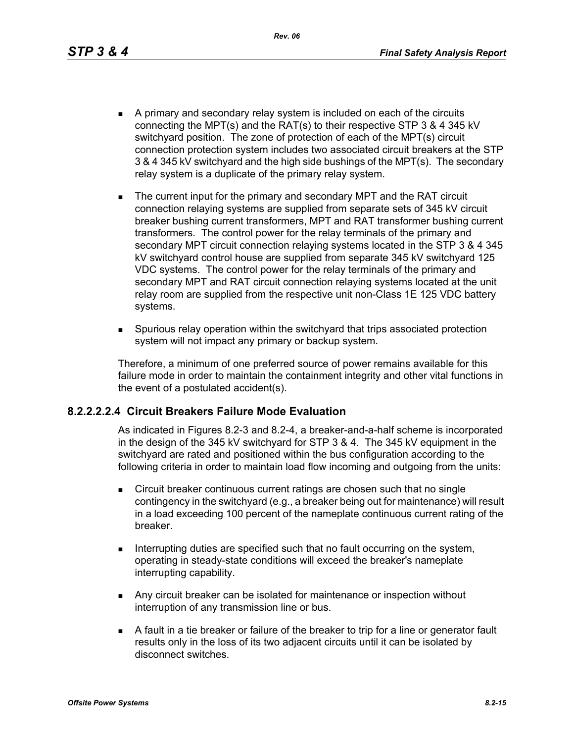- A primary and secondary relay system is included on each of the circuits connecting the MPT(s) and the RAT(s) to their respective STP 3 & 4 345 kV switchyard position. The zone of protection of each of the MPT(s) circuit connection protection system includes two associated circuit breakers at the STP 3 & 4 345 kV switchyard and the high side bushings of the MPT(s). The secondary relay system is a duplicate of the primary relay system.

- The current input for the primary and secondary MPT and the RAT circuit connection relaying systems are supplied from separate sets of 345 kV circuit breaker bushing current transformers, MPT and RAT transformer bushing current transformers. The control power for the relay terminals of the primary and secondary MPT circuit connection relaying systems located in the STP 3 & 4 345 kV switchyard control house are supplied from separate 345 kV switchyard 125 VDC systems. The control power for the relay terminals of the primary and secondary MPT and RAT circuit connection relaying systems located at the unit relay room are supplied from the respective unit non-Class 1E 125 VDC battery systems.

- Spurious relay operation within the switchyard that trips associated protection system will not impact any primary or backup system.

Therefore, a minimum of one preferred source of power remains available for this failure mode in order to maintain the containment integrity and other vital functions in the event of a postulated accident(s).

### 8.2.2.2.2.4 Circuit Breakers Failure Mode Evaluation

As indicated in Figures 8.2-3 and 8.2-4, a breaker-and-a-half scheme is incorporated in the design of the 345 kV switchyard for STP 3 & 4. The 345 kV equipment in the switchyard are rated and positioned within the bus configuration according to the following criteria in order to maintain load flow incoming and outgoing from the units:

- Circuit breaker continuous current ratings are chosen such that no single contingency in the switchyard (e.g., a breaker being out for maintenance) will result in a load exceeding 100 percent of the nameplate continuous current rating of the breaker.

- Interrupting duties are specified such that no fault occurring on the system, operating in steady-state conditions will exceed the breaker's nameplate interrupting capability.

- Any circuit breaker can be isolated for maintenance or inspection without interruption of any transmission line or bus.

- A fault in a tie breaker or failure of the breaker to trip for a line or generator fault results only in the loss of its two adjacent circuits until it can be isolated by disconnect switches.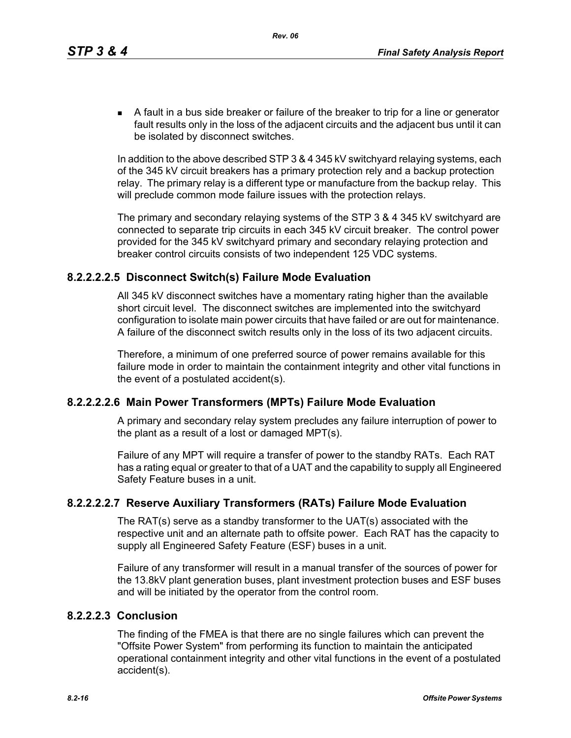- A fault in a bus side breaker or failure of the breaker to trip for a line or generator fault results only in the loss of the adjacent circuits and the adjacent bus until it can be isolated by disconnect switches.

In addition to the above described STP 3 & 4 345 kV switchyard relaying systems, each of the 345 kV circuit breakers has a primary protection rely and a backup protection relay. The primary relay is a different type or manufacture from the backup relay. This will preclude common mode failure issues with the protection relays.

The primary and secondary relaying systems of the STP 3 & 4 345 kV switchyard are connected to separate trip circuits in each 345 kV circuit breaker. The control power provided for the 345 kV switchyard primary and secondary relaying protection and breaker control circuits consists of two independent 125 VDC systems.

### 8.2.2.2.2.5 Disconnect Switch(s) Failure Mode Evaluation

All 345 kV disconnect switches have a momentary rating higher than the available short circuit level. The disconnect switches are implemented into the switchyard configuration to isolate main power circuits that have failed or are out for maintenance. A failure of the disconnect switch results only in the loss of its two adjacent circuits.

Therefore, a minimum of one preferred source of power remains available for this failure mode in order to maintain the containment integrity and other vital functions in the event of a postulated accident(s).

### 8.2.2.2.2.6 Main Power Transformers (MPTs) Failure Mode Evaluation

A primary and secondary relay system precludes any failure interruption of power to the plant as a result of a lost or damaged MPT(s).

Failure of any MPT will require a transfer of power to the standby RATs. Each RAT has a rating equal or greater to that of a UAT and the capability to supply all Engineered Safety Feature buses in a unit.

### 8.2.2.2.2.7 Reserve Auxiliary Transformers (RATs) Failure Mode Evaluation

The RAT(s) serve as a standby transformer to the UAT(s) associated with the respective unit and an alternate path to offsite power. Each RAT has the capacity to supply all Engineered Safety Feature (ESF) buses in a unit.

Failure of any transformer will result in a manual transfer of the sources of power for the 13.8kV plant generation buses, plant investment protection buses and ESF buses and will be initiated by the operator from the control room.

### 8.2.2.2.3 Conclusion

The finding of the FMEA is that there are no single failures which can prevent the "Offsite Power System" from performing its function to maintain the anticipated operational containment integrity and other vital functions in the event of a postulated accident(s).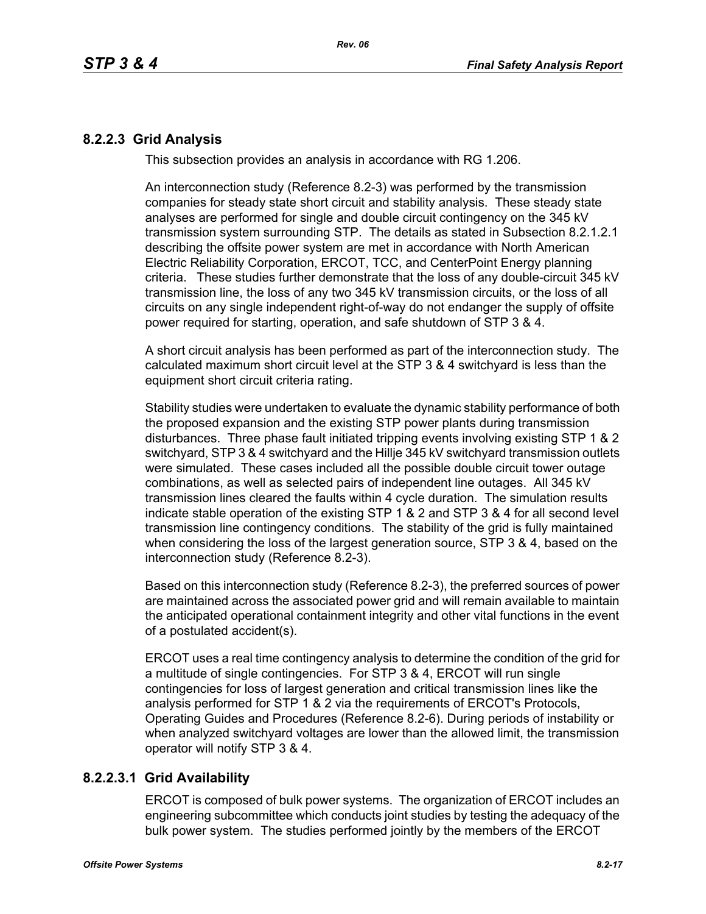### 8.2.2.3 Grid Analysis

This subsection provides an analysis in accordance with RG 1.206.

An interconnection study (Reference 8.2-3) was performed by the transmission companies for steady state short circuit and stability analysis. These steady state analyses are performed for single and double circuit contingency on the 345 kV transmission system surrounding STP. The details as stated in Subsection 8.2.1.2.1 describing the offsite power system are met in accordance with North American Electric Reliability Corporation, ERCOT, TCC, and CenterPoint Energy planning criteria. These studies further demonstrate that the loss of any double-circuit 345 kV transmission line, the loss of any two 345 kV transmission circuits, or the loss of all circuits on any single independent right-of-way do not endanger the supply of offsite power required for starting, operation, and safe shutdown of STP 3 & 4.

A short circuit analysis has been performed as part of the interconnection study. The calculated maximum short circuit level at the STP 3 & 4 switchyard is less than the equipment short circuit criteria rating.

Stability studies were undertaken to evaluate the dynamic stability performance of both the proposed expansion and the existing STP power plants during transmission disturbances. Three phase fault initiated tripping events involving existing STP 1 & 2 switchyard, STP 3 & 4 switchyard and the Hillje 345 kV switchyard transmission outlets were simulated. These cases included all the possible double circuit tower outage combinations, as well as selected pairs of independent line outages. All 345 kV transmission lines cleared the faults within 4 cycle duration. The simulation results indicate stable operation of the existing STP 1 & 2 and STP 3 & 4 for all second level transmission line contingency conditions. The stability of the grid is fully maintained when considering the loss of the largest generation source, STP 3 & 4, based on the interconnection study (Reference 8.2-3).

Based on this interconnection study (Reference 8.2-3), the preferred sources of power are maintained across the associated power grid and will remain available to maintain the anticipated operational containment integrity and other vital functions in the event of a postulated accident(s).

ERCOT uses a real time contingency analysis to determine the condition of the grid for a multitude of single contingencies. For STP 3 & 4, ERCOT will run single contingencies for loss of largest generation and critical transmission lines like the analysis performed for STP 1 & 2 via the requirements of ERCOT's Protocols, Operating Guides and Procedures (Reference 8.2-6). During periods of instability or when analyzed switchyard voltages are lower than the allowed limit, the transmission operator will notify STP 3 & 4.

#### 8.2.2.3.1 Grid Availability

ERCOT is composed of bulk power systems. The organization of ERCOT includes an engineering subcommittee which conducts joint studies by testing the adequacy of the bulk power system. The studies performed jointly by the members of the ERCOT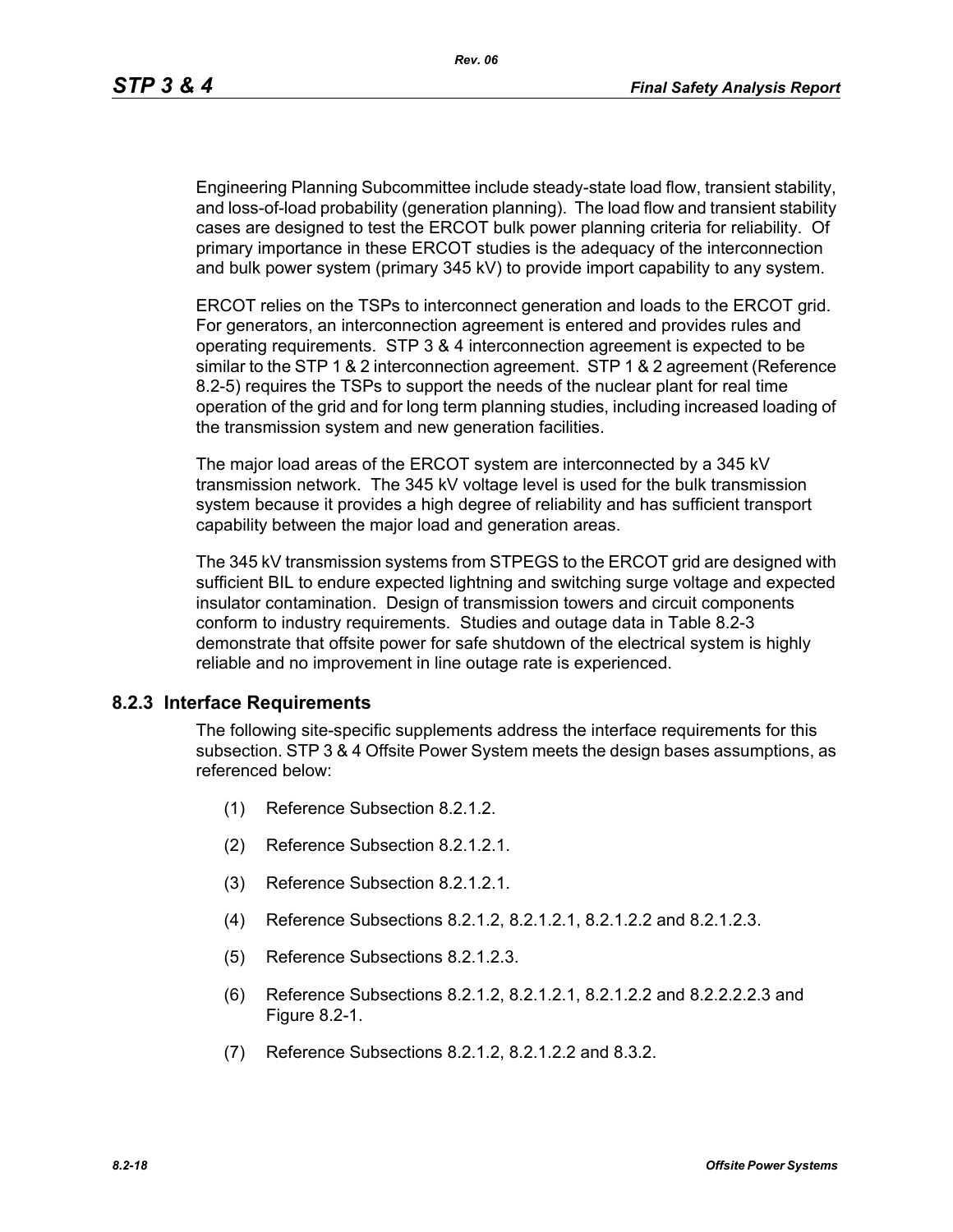Engineering Planning Subcommittee include steady-state load flow, transient stability, and loss-of-load probability (generation planning). The load flow and transient stability cases are designed to test the ERCOT bulk power planning criteria for reliability. Of primary importance in these ERCOT studies is the adequacy of the interconnection and bulk power system (primary 345 kV) to provide import capability to any system.

ERCOT relies on the TSPs to interconnect generation and loads to the ERCOT grid. For generators, an interconnection agreement is entered and provides rules and operating requirements. STP 3 & 4 interconnection agreement is expected to be similar to the STP 1 & 2 interconnection agreement. STP 1 & 2 agreement (Reference 8.2-5) requires the TSPs to support the needs of the nuclear plant for real time operation of the grid and for long term planning studies, including increased loading of the transmission system and new generation facilities.

The major load areas of the ERCOT system are interconnected by a 345 kV transmission network. The 345 kV voltage level is used for the bulk transmission system because it provides a high degree of reliability and has sufficient transport capability between the major load and generation areas.

The 345 kV transmission systems from STPEGS to the ERCOT grid are designed with sufficient BIL to endure expected lightning and switching surge voltage and expected insulator contamination. Design of transmission towers and circuit components conform to industry requirements. Studies and outage data in Table 8.2-3 demonstrate that offsite power for safe shutdown of the electrical system is highly reliable and no improvement in line outage rate is experienced.

### 8.2.3 Interface Requirements

The following site-specific supplements address the interface requirements for this subsection. STP 3 & 4 Offsite Power System meets the design bases assumptions, as referenced below:

(1) Reference Subsection 8.2.1.2.

(2) Reference Subsection 8.2.1.2.1.

(3) Reference Subsection 8.2.1.2.1.

(4) Reference Subsections 8.2.1.2, 8.2.1.2.1, 8.2.1.2.2 and 8.2.1.2.3.

(5) Reference Subsections 8.2.1.2.3.

(6) Reference Subsections 8.2.1.2, 8.2.1.2.1, 8.2.1.2.2 and 8.2.2.2.2.3 and Figure 8.2-1.

(7) Reference Subsections 8.2.1.2, 8.2.1.2.2 and 8.3.2.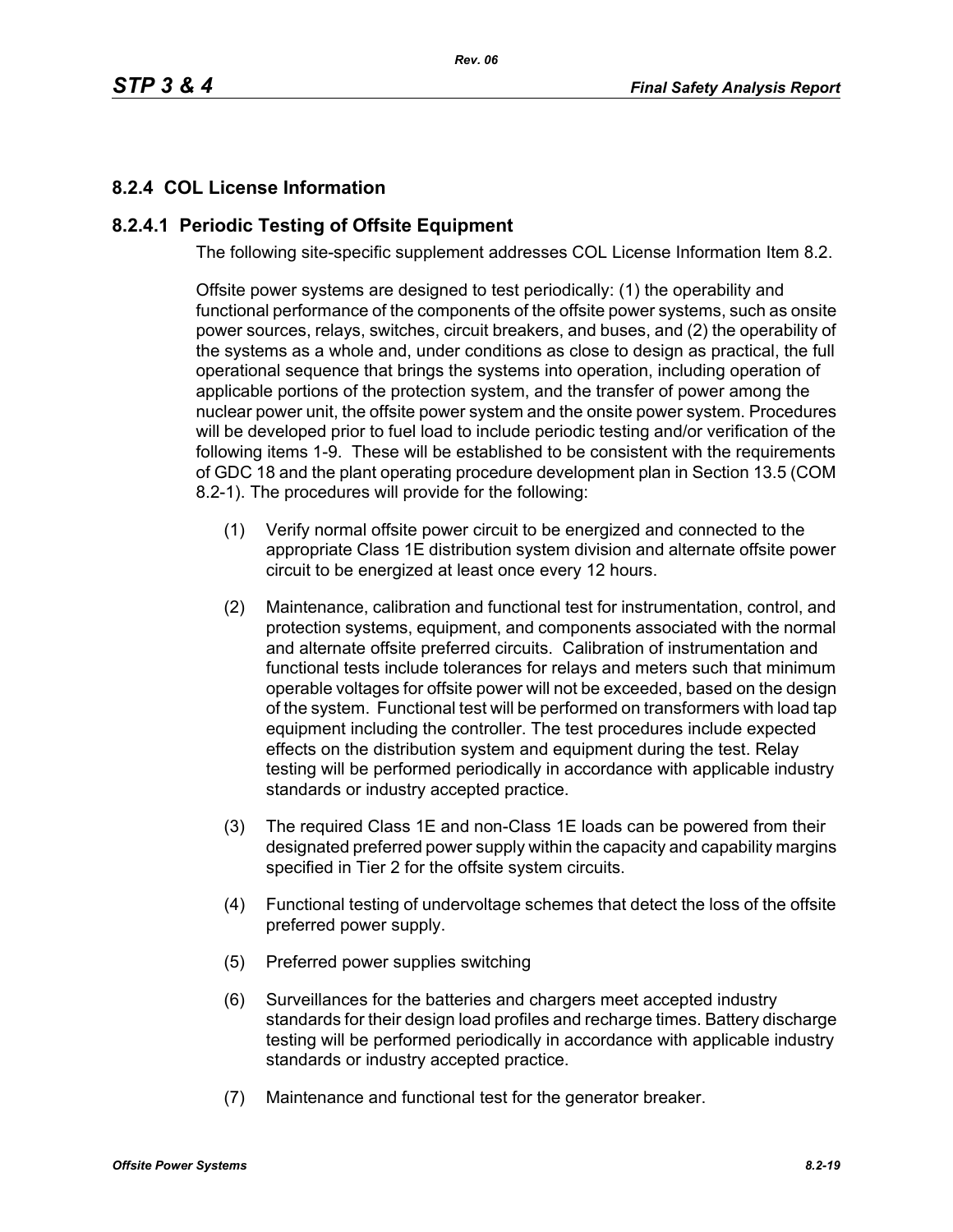## 8.2.4 COL License Information

### 8.2.4.1 Periodic Testing of Offsite Equipment

The following site-specific supplement addresses COL License Information Item 8.2.

Offsite power systems are designed to test periodically: (1) the operability and functional performance of the components of the offsite power systems, such as onsite power sources, relays, switches, circuit breakers, and buses, and (2) the operability of the systems as a whole and, under conditions as close to design as practical, the full operational sequence that brings the systems into operation, including operation of applicable portions of the protection system, and the transfer of power among the nuclear power unit, the offsite power system and the onsite power system. Procedures will be developed prior to fuel load to include periodic testing and/or verification of the following items 1-9. These will be established to be consistent with the requirements of GDC 18 and the plant operating procedure development plan in Section 13.5 (COM 8.2-1). The procedures will provide for the following:

(1) Verify normal offsite power circuit to be energized and connected to the appropriate Class 1E distribution system division and alternate offsite power circuit to be energized at least once every 12 hours.

(2) Maintenance, calibration and functional test for instrumentation, control, and protection systems, equipment, and components associated with the normal and alternate offsite preferred circuits. Calibration of instrumentation and functional tests include tolerances for relays and meters such that minimum operable voltages for offsite power will not be exceeded, based on the design of the system. Functional test will be performed on transformers with load tap equipment including the controller. The test procedures include expected effects on the distribution system and equipment during the test. Relay testing will be performed periodically in accordance with applicable industry standards or industry accepted practice.

(3) The required Class 1E and non-Class 1E loads can be powered from their designated preferred power supply within the capacity and capability margins specified in Tier 2 for the offsite system circuits.

(4) Functional testing of undervoltage schemes that detect the loss of the offsite preferred power supply.

(5) Preferred power supplies switching

(6) Surveillances for the batteries and chargers meet accepted industry standards for their design load profiles and recharge times. Battery discharge testing will be performed periodically in accordance with applicable industry standards or industry accepted practice.

(7) Maintenance and functional test for the generator breaker.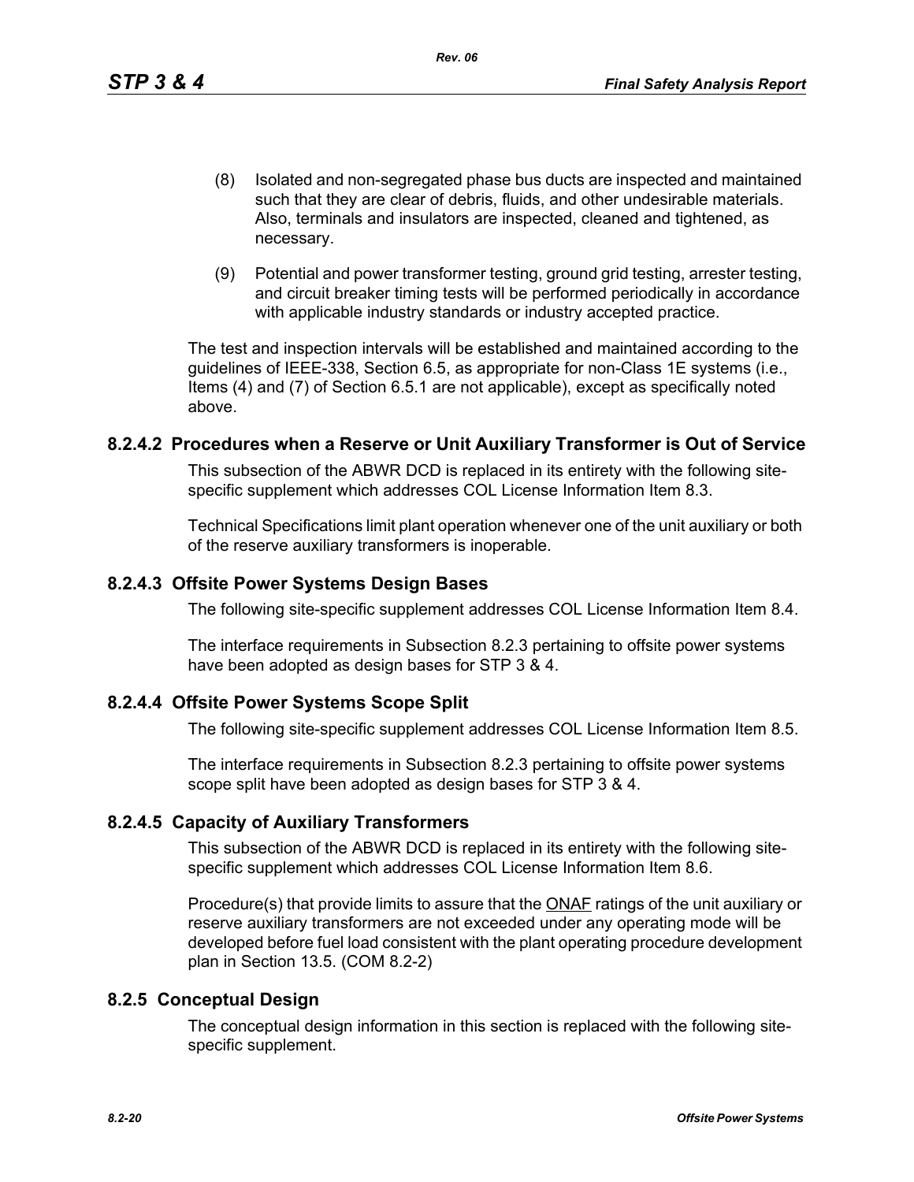(8) Isolated and non-segregated phase bus ducts are inspected and maintained such that they are clear of debris, fluids, and other undesirable materials. Also, terminals and insulators are inspected, cleaned and tightened, as necessary.

(9) Potential and power transformer testing, ground grid testing, arrester testing, and circuit breaker timing tests will be performed periodically in accordance with applicable industry standards or industry accepted practice.

The test and inspection intervals will be established and maintained according to the guidelines of IEEE-338, Section 6.5, as appropriate for non-Class 1E systems (i.e., Items (4) and (7) of Section 6.5.1 are not applicable), except as specifically noted above.

### 8.2.4.2 Procedures when a Reserve or Unit Auxiliary Transformer is Out of Service

This subsection of the ABWR DCD is replaced in its entirety with the following site-specific supplement which addresses COL License Information Item 8.3.

Technical Specifications limit plant operation whenever one of the unit auxiliary or both of the reserve auxiliary transformers is inoperable.

### 8.2.4.3 Offsite Power Systems Design Bases

The following site-specific supplement addresses COL License Information Item 8.4.

The interface requirements in Subsection 8.2.3 pertaining to offsite power systems have been adopted as design bases for STP 3 & 4.

### 8.2.4.4 Offsite Power Systems Scope Split

The following site-specific supplement addresses COL License Information Item 8.5.

The interface requirements in Subsection 8.2.3 pertaining to offsite power systems scope split have been adopted as design bases for STP 3 & 4.

### 8.2.4.5 Capacity of Auxiliary Transformers

This subsection of the ABWR DCD is replaced in its entirety with the following site-specific supplement which addresses COL License Information Item 8.6.

Procedure(s) that provide limits to assure that the ONAF ratings of the unit auxiliary or reserve auxiliary transformers are not exceeded under any operating mode will be developed before fuel load consistent with the plant operating procedure development plan in Section 13.5. (COM 8.2-2)

## 8.2.5 Conceptual Design

The conceptual design information in this section is replaced with the following site-specific supplement.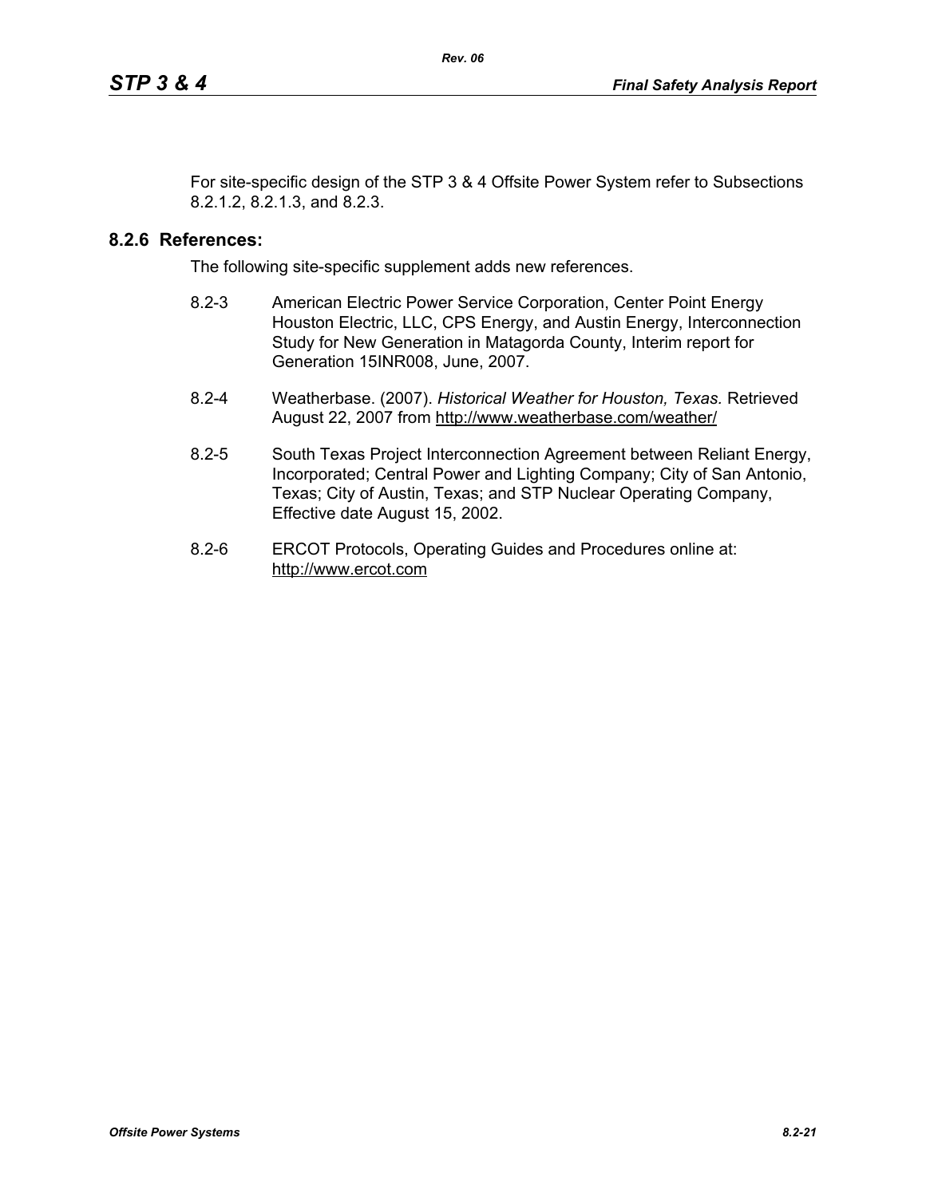For site-specific design of the STP 3 & 4 Offsite Power System refer to Subsections 8.2.1.2, 8.2.1.3, and 8.2.3.

## 8.2.6 References:

The following site-specific supplement adds new references.

8.2-3 American Electric Power Service Corporation, Center Point Energy Houston Electric, LLC, CPS Energy, and Austin Energy, Interconnection Study for New Generation in Matagorda County, Interim report for Generation 15INR008, June, 2007.

8.2-4 Weatherbase. (2007). *Historical Weather for Houston, Texas.* Retrieved August 22, 2007 from http://www.weatherbase.com/weather/

8.2-5 South Texas Project Interconnection Agreement between Reliant Energy, Incorporated; Central Power and Lighting Company; City of San Antonio, Texas; City of Austin, Texas; and STP Nuclear Operating Company, Effective date August 15, 2002.

8.2-6 ERCOT Protocols, Operating Guides and Procedures online at: http://www.ercot.com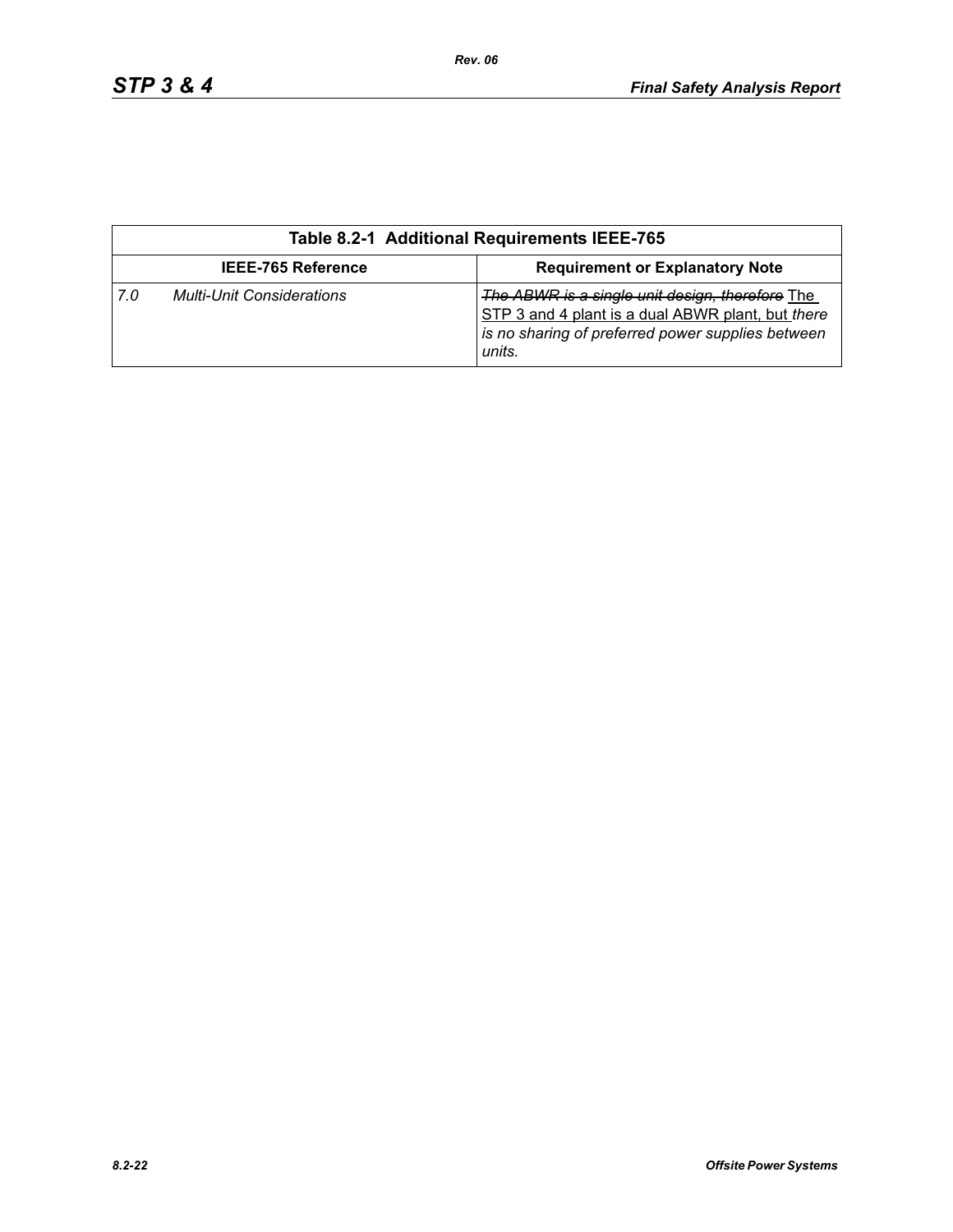| Table 8.2-1 Additional Requirements IEEE-765 | |
|---|---|
| **IEEE-765 Reference** | **Requirement or Explanatory Note** |
| *7.0 Multi-Unit Considerations* | ~~*The ABWR is a single unit design, therefore*~~ <u>The STP 3 and 4 plant is a dual ABWR plant, but</u> *there is no sharing of preferred power supplies between units.* |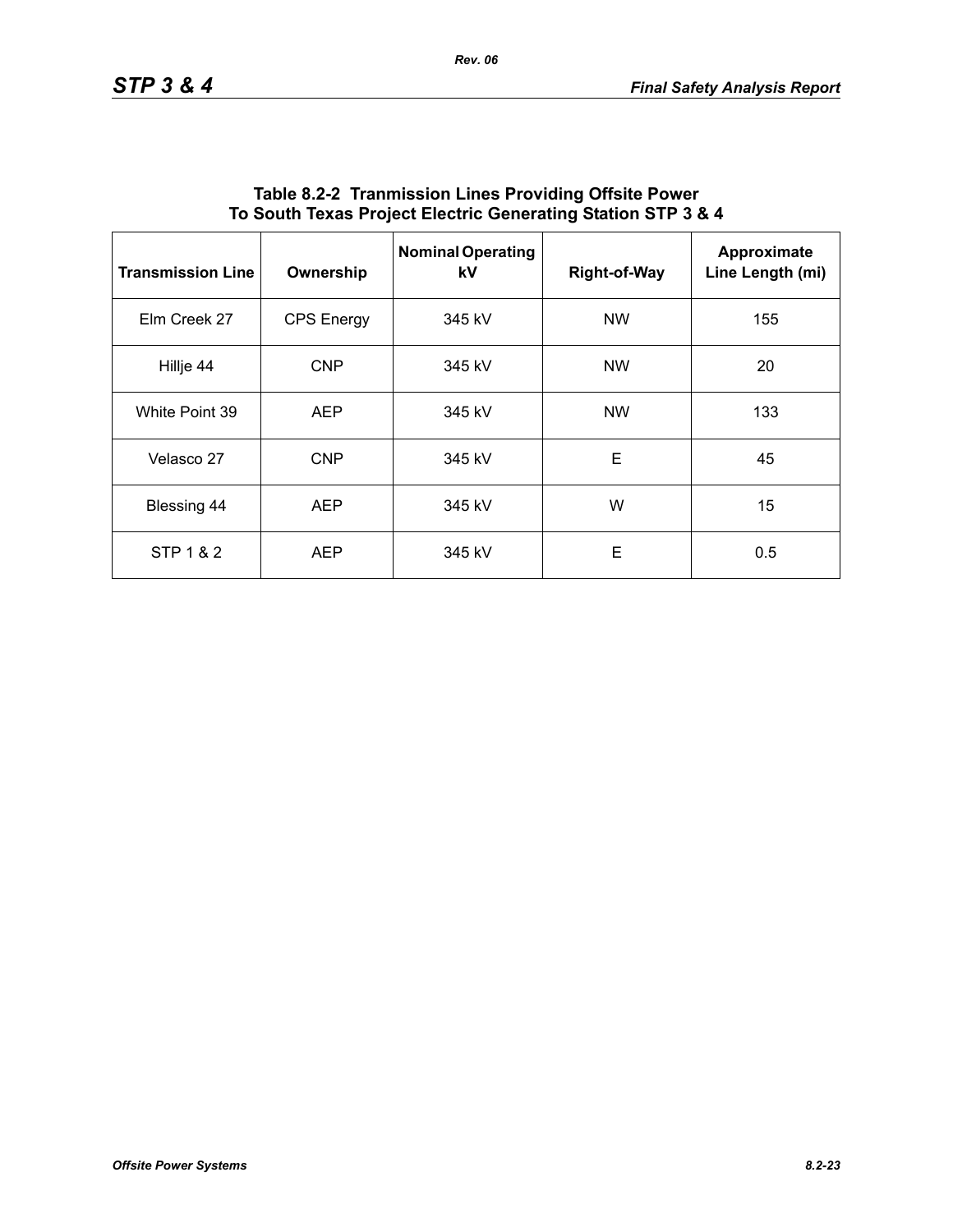**Table 8.2-2 Tranmission Lines Providing Offsite Power To South Texas Project Electric Generating Station STP 3 & 4**

| Transmission Line | Ownership | Nominal Operating kV | Right-of-Way | Approximate Line Length (mi) |
|---|---|---|---|---|
| Elm Creek 27 | CPS Energy | 345 kV | NW | 155 |
| Hillje 44 | CNP | 345 kV | NW | 20 |
| White Point 39 | AEP | 345 kV | NW | 133 |
| Velasco 27 | CNP | 345 kV | E | 45 |
| Blessing 44 | AEP | 345 kV | W | 15 |
| STP 1 & 2 | AEP | 345 kV | E | 0.5 |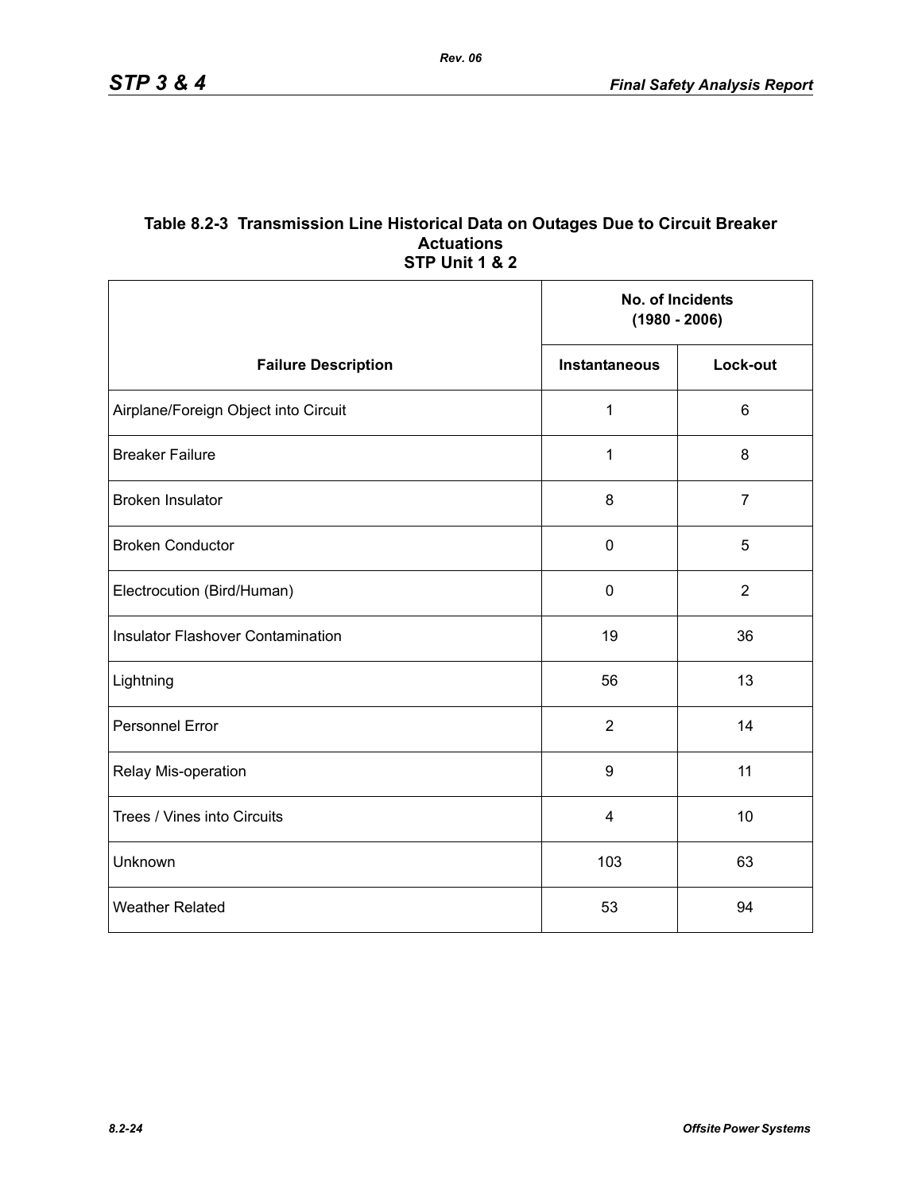## Table 8.2-3 Transmission Line Historical Data on Outages Due to Circuit Breaker Actuations STP Unit 1 & 2

| Failure Description | No. of Incidents (1980 - 2006) | |
|---|---|---|
| | Instantaneous | Lock-out |
| Airplane/Foreign Object into Circuit | 1 | 6 |
| Breaker Failure | 1 | 8 |
| Broken Insulator | 8 | 7 |
| Broken Conductor | 0 | 5 |
| Electrocution (Bird/Human) | 0 | 2 |
| Insulator Flashover Contamination | 19 | 36 |
| Lightning | 56 | 13 |
| Personnel Error | 2 | 14 |
| Relay Mis-operation | 9 | 11 |
| Trees / Vines into Circuits | 4 | 10 |
| Unknown | 103 | 63 |
| Weather Related | 53 | 94 |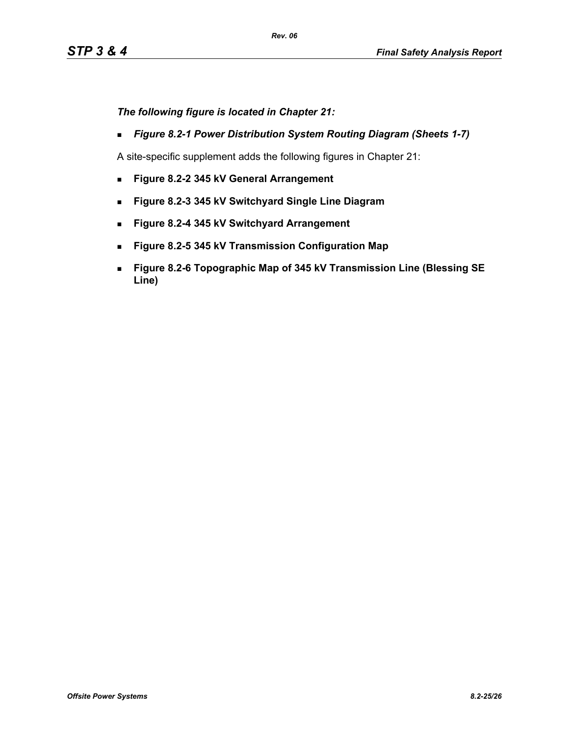***The following figure is located in Chapter 21:***

- ***Figure 8.2-1 Power Distribution System Routing Diagram (Sheets 1-7)***

A site-specific supplement adds the following figures in Chapter 21:

- **Figure 8.2-2 345 kV General Arrangement**
- **Figure 8.2-3 345 kV Switchyard Single Line Diagram**
- **Figure 8.2-4 345 kV Switchyard Arrangement**
- **Figure 8.2-5 345 kV Transmission Configuration Map**
- **Figure 8.2-6 Topographic Map of 345 kV Transmission Line (Blessing SE Line)**